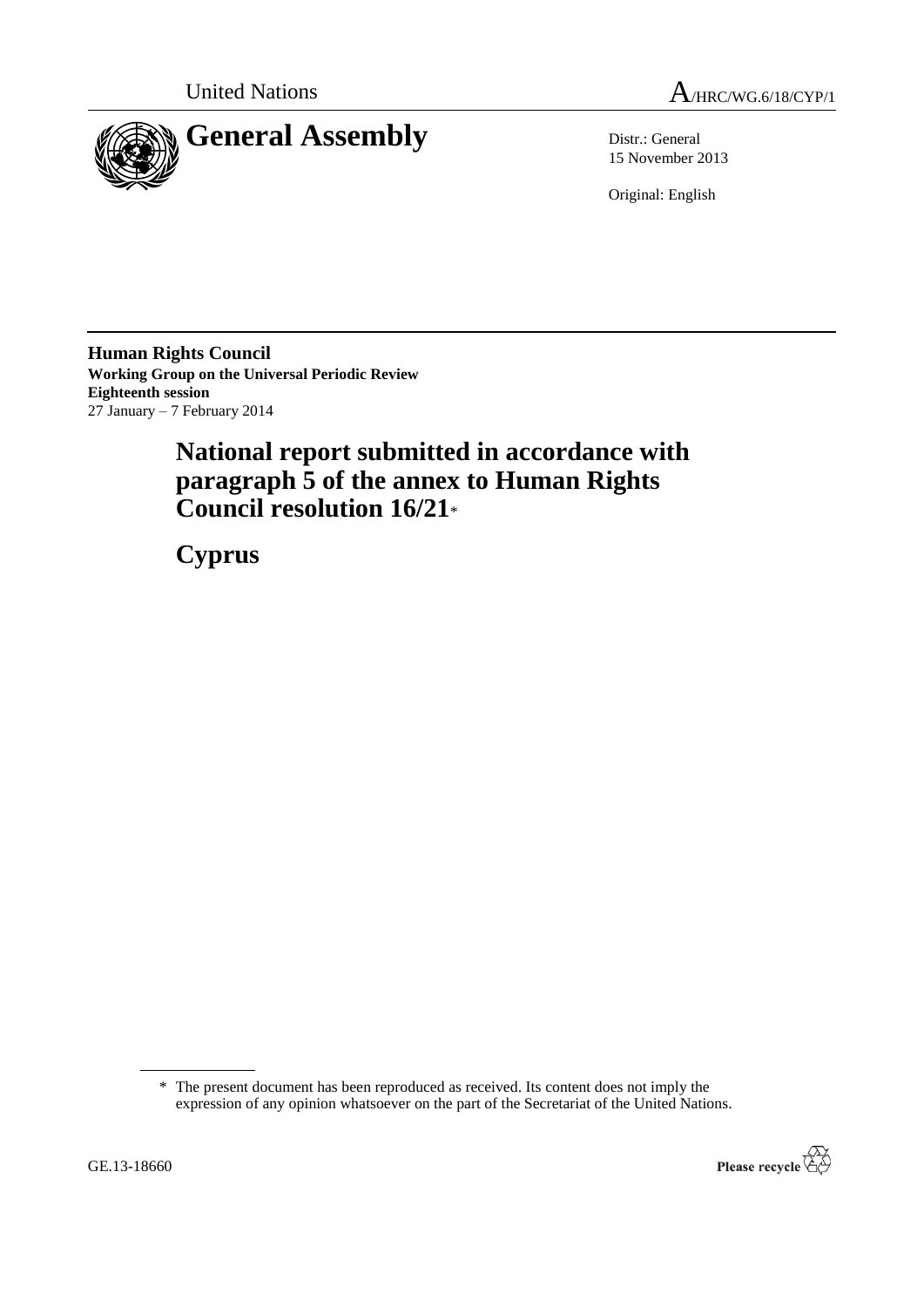United Nations

A/HRC/WG.6/18/CYP/1

# General Assembly

Distr.: General
15 November 2013

Original: English

**Human Rights Council**
**Working Group on the Universal Periodic Review**
**Eighteenth session**
27 January – 7 February 2014

# National report submitted in accordance with paragraph 5 of the annex to Human Rights Council resolution 16/21*

# Cyprus

\* The present document has been reproduced as received. Its content does not imply the expression of any opinion whatsoever on the part of the Secretariat of the United Nations.

GE.13-18660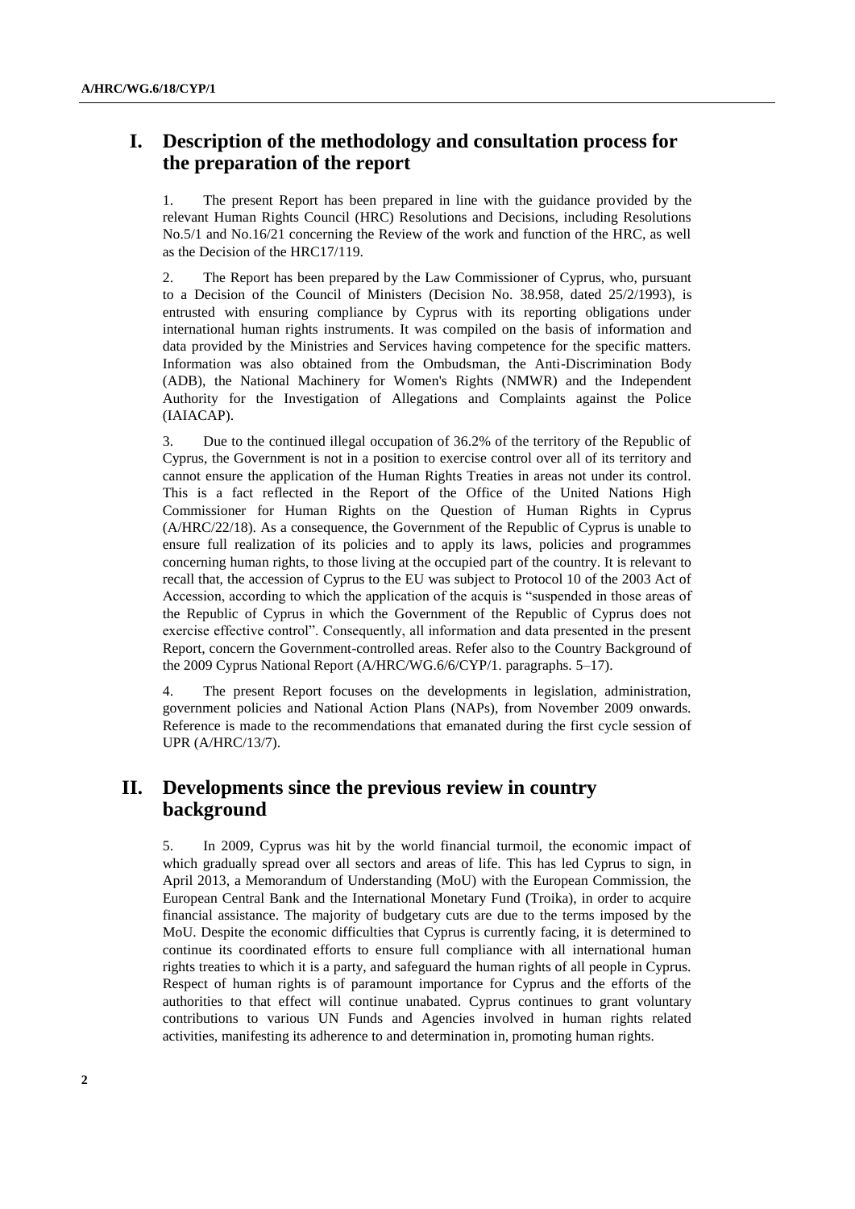## I. Description of the methodology and consultation process for the preparation of the report

1. The present Report has been prepared in line with the guidance provided by the relevant Human Rights Council (HRC) Resolutions and Decisions, including Resolutions No.5/1 and No.16/21 concerning the Review of the work and function of the HRC, as well as the Decision of the HRC17/119.

2. The Report has been prepared by the Law Commissioner of Cyprus, who, pursuant to a Decision of the Council of Ministers (Decision No. 38.958, dated 25/2/1993), is entrusted with ensuring compliance by Cyprus with its reporting obligations under international human rights instruments. It was compiled on the basis of information and data provided by the Ministries and Services having competence for the specific matters. Information was also obtained from the Ombudsman, the Anti-Discrimination Body (ADB), the National Machinery for Women's Rights (NMWR) and the Independent Authority for the Investigation of Allegations and Complaints against the Police (IAIACAP).

3. Due to the continued illegal occupation of 36.2% of the territory of the Republic of Cyprus, the Government is not in a position to exercise control over all of its territory and cannot ensure the application of the Human Rights Treaties in areas not under its control. This is a fact reflected in the Report of the Office of the United Nations High Commissioner for Human Rights on the Question of Human Rights in Cyprus (A/HRC/22/18). As a consequence, the Government of the Republic of Cyprus is unable to ensure full realization of its policies and to apply its laws, policies and programmes concerning human rights, to those living at the occupied part of the country. It is relevant to recall that, the accession of Cyprus to the EU was subject to Protocol 10 of the 2003 Act of Accession, according to which the application of the acquis is "suspended in those areas of the Republic of Cyprus in which the Government of the Republic of Cyprus does not exercise effective control". Consequently, all information and data presented in the present Report, concern the Government-controlled areas. Refer also to the Country Background of the 2009 Cyprus National Report (A/HRC/WG.6/6/CYP/1. paragraphs. 5–17).

4. The present Report focuses on the developments in legislation, administration, government policies and National Action Plans (NAPs), from November 2009 onwards. Reference is made to the recommendations that emanated during the first cycle session of UPR (A/HRC/13/7).

## II. Developments since the previous review in country background

5. In 2009, Cyprus was hit by the world financial turmoil, the economic impact of which gradually spread over all sectors and areas of life. This has led Cyprus to sign, in April 2013, a Memorandum of Understanding (MoU) with the European Commission, the European Central Bank and the International Monetary Fund (Troika), in order to acquire financial assistance. The majority of budgetary cuts are due to the terms imposed by the MoU. Despite the economic difficulties that Cyprus is currently facing, it is determined to continue its coordinated efforts to ensure full compliance with all international human rights treaties to which it is a party, and safeguard the human rights of all people in Cyprus. Respect of human rights is of paramount importance for Cyprus and the efforts of the authorities to that effect will continue unabated. Cyprus continues to grant voluntary contributions to various UN Funds and Agencies involved in human rights related activities, manifesting its adherence to and determination in, promoting human rights.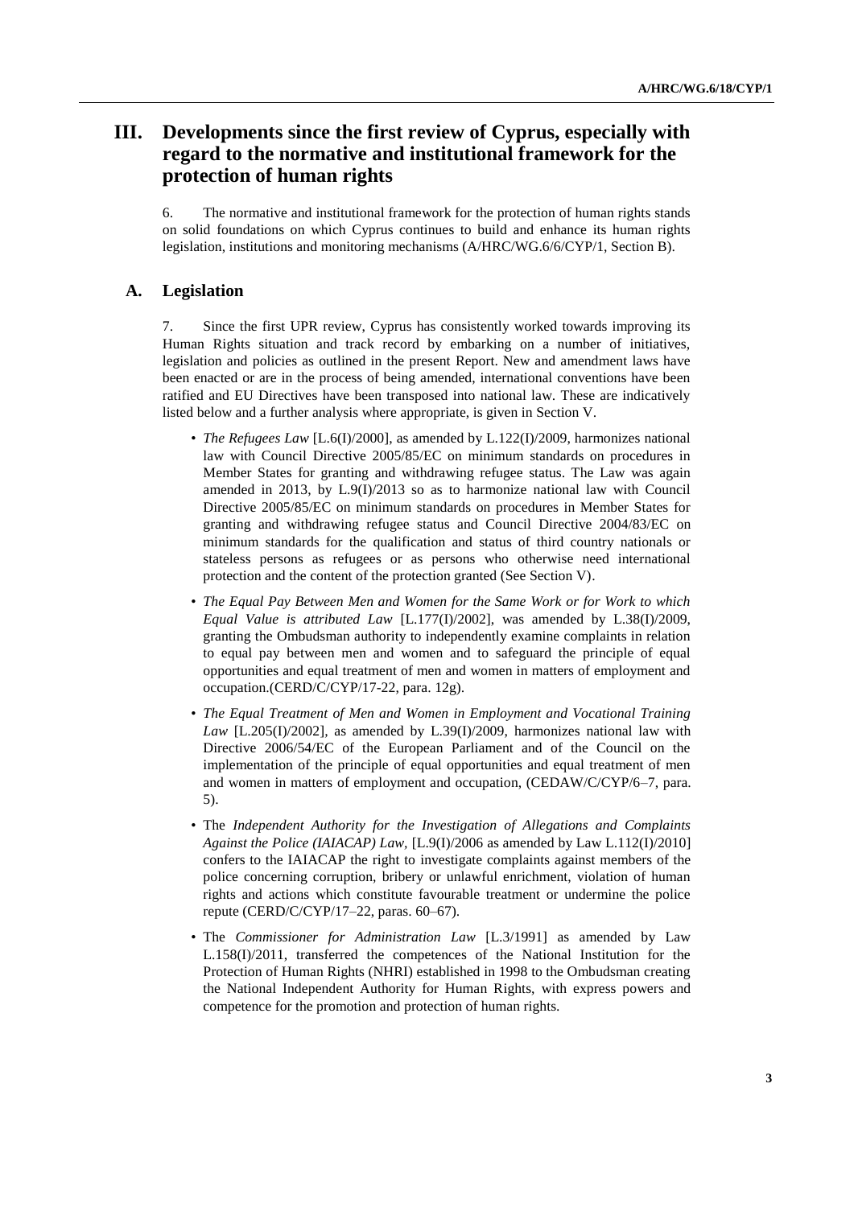# III. Developments since the first review of Cyprus, especially with regard to the normative and institutional framework for the protection of human rights

6. The normative and institutional framework for the protection of human rights stands on solid foundations on which Cyprus continues to build and enhance its human rights legislation, institutions and monitoring mechanisms (A/HRC/WG.6/6/CYP/1, Section B).

## A. Legislation

7. Since the first UPR review, Cyprus has consistently worked towards improving its Human Rights situation and track record by embarking on a number of initiatives, legislation and policies as outlined in the present Report. New and amendment laws have been enacted or are in the process of being amended, international conventions have been ratified and EU Directives have been transposed into national law. These are indicatively listed below and a further analysis where appropriate, is given in Section V.

- *The Refugees Law* [L.6(I)/2000], as amended by L.122(I)/2009, harmonizes national law with Council Directive 2005/85/EC on minimum standards on procedures in Member States for granting and withdrawing refugee status. The Law was again amended in 2013, by L.9(I)/2013 so as to harmonize national law with Council Directive 2005/85/EC on minimum standards on procedures in Member States for granting and withdrawing refugee status and Council Directive 2004/83/EC on minimum standards for the qualification and status of third country nationals or stateless persons as refugees or as persons who otherwise need international protection and the content of the protection granted (See Section V).
- *The Equal Pay Between Men and Women for the Same Work or for Work to which Equal Value is attributed Law* [L.177(I)/2002], was amended by L.38(I)/2009, granting the Ombudsman authority to independently examine complaints in relation to equal pay between men and women and to safeguard the principle of equal opportunities and equal treatment of men and women in matters of employment and occupation.(CERD/C/CYP/17-22, para. 12g).
- *The Equal Treatment of Men and Women in Employment and Vocational Training Law* [L.205(I)/2002], as amended by L.39(I)/2009, harmonizes national law with Directive 2006/54/EC of the European Parliament and of the Council on the implementation of the principle of equal opportunities and equal treatment of men and women in matters of employment and occupation, (CEDAW/C/CYP/6–7, para. 5).
- The *Independent Authority for the Investigation of Allegations and Complaints Against the Police (IAIACAP) Law*, [L.9(I)/2006 as amended by Law L.112(I)/2010] confers to the IAIACAP the right to investigate complaints against members of the police concerning corruption, bribery or unlawful enrichment, violation of human rights and actions which constitute favourable treatment or undermine the police repute (CERD/C/CYP/17–22, paras. 60–67).
- The *Commissioner for Administration Law* [L.3/1991] as amended by Law L.158(I)/2011, transferred the competences of the National Institution for the Protection of Human Rights (NHRI) established in 1998 to the Ombudsman creating the National Independent Authority for Human Rights, with express powers and competence for the promotion and protection of human rights.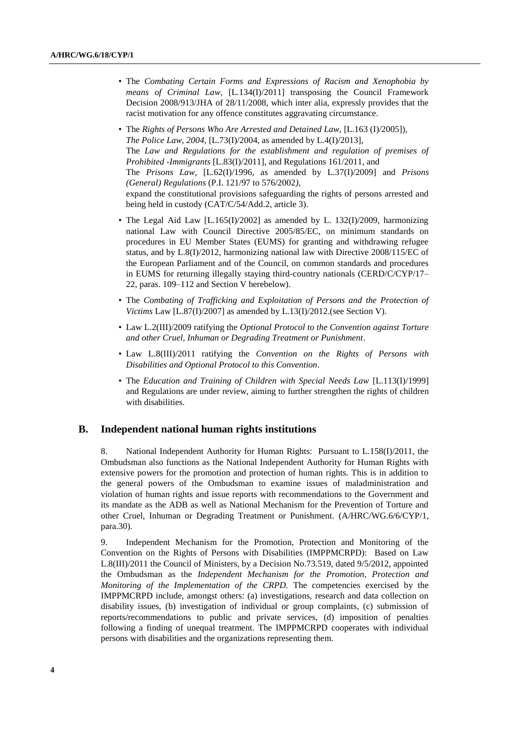- The *Combating Certain Forms and Expressions of Racism and Xenophobia by means of Criminal Law*, [L.134(I)/2011] transposing the Council Framework Decision 2008/913/JHA of 28/11/2008, which inter alia, expressly provides that the racist motivation for any offence constitutes aggravating circumstance.
- The *Rights of Persons Who Are Arrested and Detained Law*, [L.163 (I)/2005]), *The Police Law, 2004*, [L.73(I)/2004, as amended by L.4(I)/2013], The *Law and Regulations for the establishment and regulation of premises of Prohibited -Immigrants* [L.83(I)/2011], and Regulations 161/2011, and The *Prisons Law*, [L.62(I)/1996, as amended by L.37(I)/2009] and *Prisons (General) Regulations* (P.I. 121/97 to 576/2002*)*, expand the constitutional provisions safeguarding the rights of persons arrested and being held in custody (CAT/C/54/Add.2, article 3).
- The Legal Aid Law [L.165(I)/2002] as amended by L. 132(I)/2009, harmonizing national Law with Council Directive 2005/85/EC, on minimum standards on procedures in EU Member States (EUMS) for granting and withdrawing refugee status, and by L.8(I)/2012, harmonizing national law with Directive 2008/115/EC of the European Parliament and of the Council, on common standards and procedures in EUMS for returning illegally staying third-country nationals (CERD/C/CYP/17–22, paras. 109–112 and Section V herebelow).
- The *Combating of Trafficking and Exploitation of Persons and the Protection of Victims* Law [L.87(I)/2007] as amended by L.13(I)/2012.(see Section V).
- Law L.2(III)/2009 ratifying the *Optional Protocol to the Convention against Torture and other Cruel, Inhuman or Degrading Treatment or Punishment*.
- Law L.8(III)/2011 ratifying the *Convention on the Rights of Persons with Disabilities and Optional Protocol to this Convention*.
- The *Education and Training of Children with Special Needs Law* [L.113(I)/1999] and Regulations are under review, aiming to further strengthen the rights of children with disabilities.

## B. Independent national human rights institutions

8. National Independent Authority for Human Rights: Pursuant to L.158(I)/2011, the Ombudsman also functions as the National Independent Authority for Human Rights with extensive powers for the promotion and protection of human rights. This is in addition to the general powers of the Ombudsman to examine issues of maladministration and violation of human rights and issue reports with recommendations to the Government and its mandate as the ADB as well as National Mechanism for the Prevention of Torture and other Cruel, Inhuman or Degrading Treatment or Punishment. (A/HRC/WG.6/6/CYP/1, para.30).

9. Independent Mechanism for the Promotion, Protection and Monitoring of the Convention on the Rights of Persons with Disabilities (IMPPMCRPD): Based on Law L.8(III)/2011 the Council of Ministers, by a Decision No.73.519, dated 9/5/2012, appointed the Ombudsman as the *Independent Mechanism for the Promotion, Protection and Monitoring of the Implementation of the CRPD.* The competencies exercised by the IMPPMCRPD include, amongst others: (a) investigations, research and data collection on disability issues, (b) investigation of individual or group complaints, (c) submission of reports/recommendations to public and private services, (d) imposition of penalties following a finding of unequal treatment. The IMPPMCRPD cooperates with individual persons with disabilities and the organizations representing them.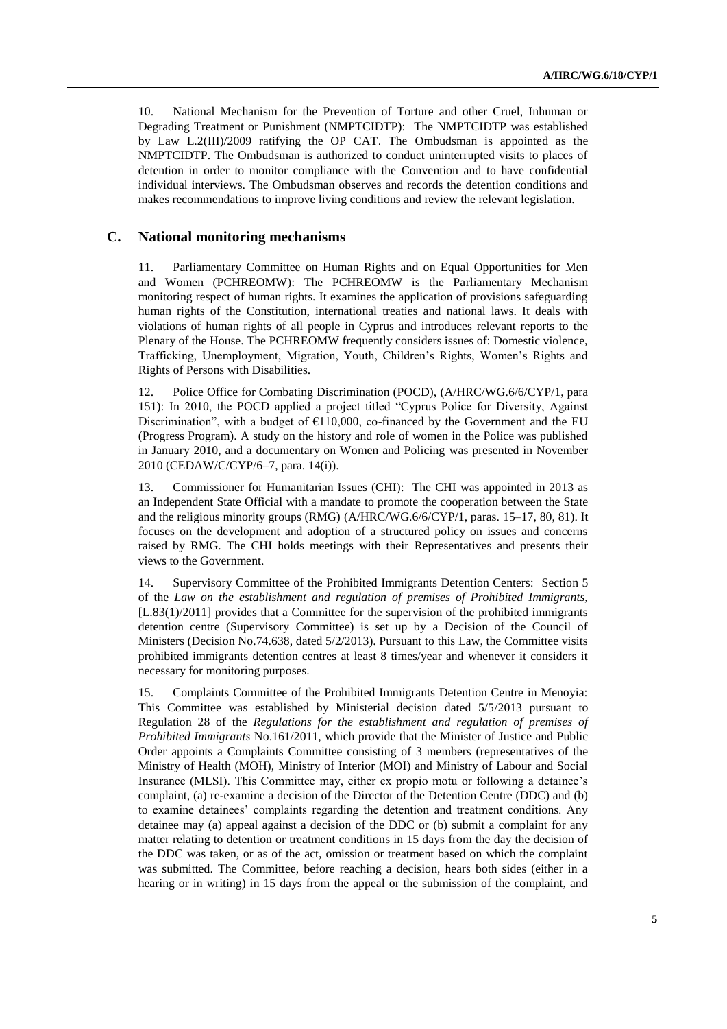10. National Mechanism for the Prevention of Torture and other Cruel, Inhuman or Degrading Treatment or Punishment (NMPTCIDTP): The NMPTCIDTP was established by Law L.2(III)/2009 ratifying the OP CAT. The Ombudsman is appointed as the NMPTCIDTP. The Ombudsman is authorized to conduct uninterrupted visits to places of detention in order to monitor compliance with the Convention and to have confidential individual interviews. The Ombudsman observes and records the detention conditions and makes recommendations to improve living conditions and review the relevant legislation.

## C. National monitoring mechanisms

11. Parliamentary Committee on Human Rights and on Equal Opportunities for Men and Women (PCHREOMW): The PCHREOMW is the Parliamentary Mechanism monitoring respect of human rights. It examines the application of provisions safeguarding human rights of the Constitution, international treaties and national laws. It deals with violations of human rights of all people in Cyprus and introduces relevant reports to the Plenary of the House. The PCHREOMW frequently considers issues of: Domestic violence, Trafficking, Unemployment, Migration, Youth, Children's Rights, Women's Rights and Rights of Persons with Disabilities.

12. Police Office for Combating Discrimination (POCD), (A/HRC/WG.6/6/CYP/1, para 151): In 2010, the POCD applied a project titled "Cyprus Police for Diversity, Against Discrimination", with a budget of €110,000, co-financed by the Government and the EU (Progress Program). A study on the history and role of women in the Police was published in January 2010, and a documentary on Women and Policing was presented in November 2010 (CEDAW/C/CYP/6–7, para. 14(i)).

13. Commissioner for Humanitarian Issues (CHI): The CHI was appointed in 2013 as an Independent State Official with a mandate to promote the cooperation between the State and the religious minority groups (RMG) (A/HRC/WG.6/6/CYP/1, paras. 15–17, 80, 81). It focuses on the development and adoption of a structured policy on issues and concerns raised by RMG. The CHI holds meetings with their Representatives and presents their views to the Government.

14. Supervisory Committee of the Prohibited Immigrants Detention Centers: Section 5 of the *Law on the establishment and regulation of premises of Prohibited Immigrants*, [L.83(1)/2011] provides that a Committee for the supervision of the prohibited immigrants detention centre (Supervisory Committee) is set up by a Decision of the Council of Ministers (Decision No.74.638, dated 5/2/2013). Pursuant to this Law, the Committee visits prohibited immigrants detention centres at least 8 times/year and whenever it considers it necessary for monitoring purposes.

15. Complaints Committee of the Prohibited Immigrants Detention Centre in Menoyia: This Committee was established by Ministerial decision dated 5/5/2013 pursuant to Regulation 28 of the *Regulations for the establishment and regulation of premises of Prohibited Immigrants* No.161/2011, which provide that the Minister of Justice and Public Order appoints a Complaints Committee consisting of 3 members (representatives of the Ministry of Health (MOH), Ministry of Interior (MOI) and Ministry of Labour and Social Insurance (MLSI). This Committee may, either ex propio motu or following a detainee's complaint, (a) re-examine a decision of the Director of the Detention Centre (DDC) and (b) to examine detainees' complaints regarding the detention and treatment conditions. Any detainee may (a) appeal against a decision of the DDC or (b) submit a complaint for any matter relating to detention or treatment conditions in 15 days from the day the decision of the DDC was taken, or as of the act, omission or treatment based on which the complaint was submitted. The Committee, before reaching a decision, hears both sides (either in a hearing or in writing) in 15 days from the appeal or the submission of the complaint, and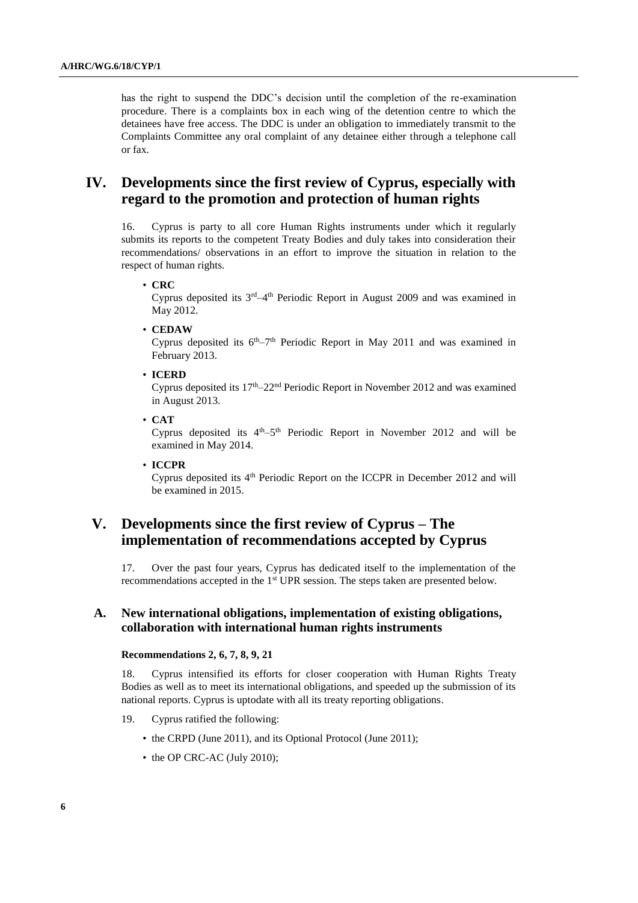has the right to suspend the DDC's decision until the completion of the re-examination procedure. There is a complaints box in each wing of the detention centre to which the detainees have free access. The DDC is under an obligation to immediately transmit to the Complaints Committee any oral complaint of any detainee either through a telephone call or fax.

# IV. Developments since the first review of Cyprus, especially with regard to the promotion and protection of human rights

16. Cyprus is party to all core Human Rights instruments under which it regularly submits its reports to the competent Treaty Bodies and duly takes into consideration their recommendations/ observations in an effort to improve the situation in relation to the respect of human rights.

- **CRC**
  Cyprus deposited its 3rd–4th Periodic Report in August 2009 and was examined in May 2012.
- **CEDAW**
  Cyprus deposited its 6th–7th Periodic Report in May 2011 and was examined in February 2013.
- **ICERD**
  Cyprus deposited its 17th–22nd Periodic Report in November 2012 and was examined in August 2013.
- **CAT**
  Cyprus deposited its 4th–5th Periodic Report in November 2012 and will be examined in May 2014.
- **ICCPR**
  Cyprus deposited its 4th Periodic Report on the ICCPR in December 2012 and will be examined in 2015.

# V. Developments since the first review of Cyprus – The implementation of recommendations accepted by Cyprus

17. Over the past four years, Cyprus has dedicated itself to the implementation of the recommendations accepted in the 1st UPR session. The steps taken are presented below.

## A. New international obligations, implementation of existing obligations, collaboration with international human rights instruments

### Recommendations 2, 6, 7, 8, 9, 21

18. Cyprus intensified its efforts for closer cooperation with Human Rights Treaty Bodies as well as to meet its international obligations, and speeded up the submission of its national reports. Cyprus is uptodate with all its treaty reporting obligations.

19. Cyprus ratified the following:

- the CRPD (June 2011), and its Optional Protocol (June 2011);
- the OP CRC-AC (July 2010);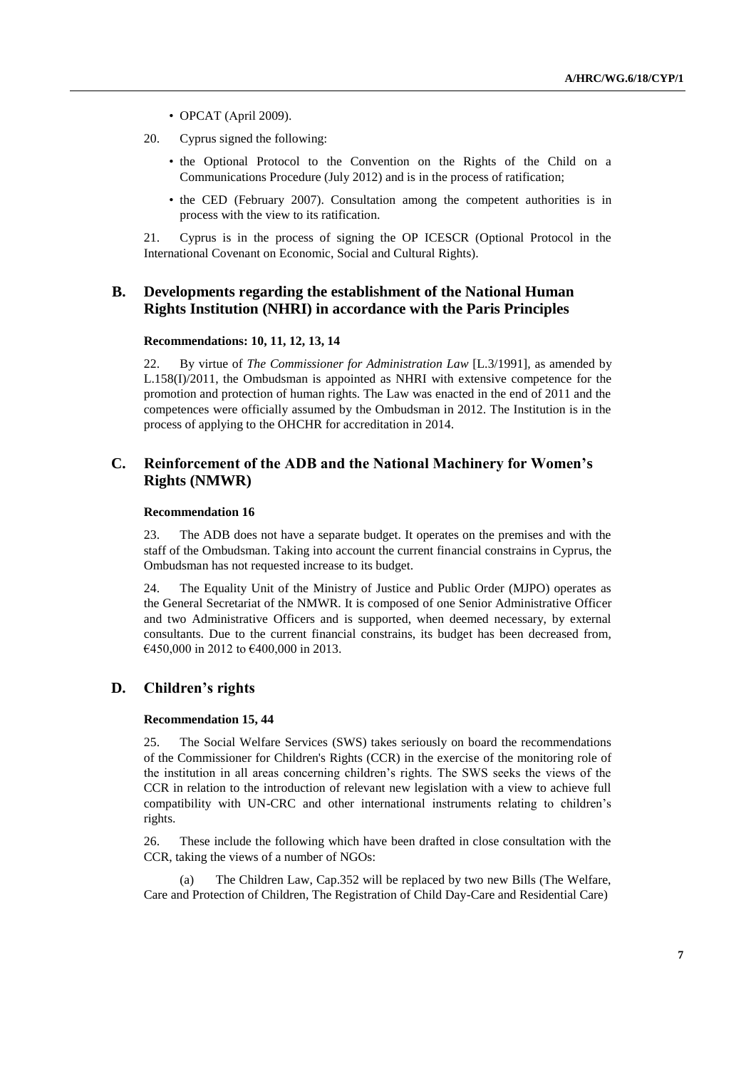- OPCAT (April 2009).

20. Cyprus signed the following:

- the Optional Protocol to the Convention on the Rights of the Child on a Communications Procedure (July 2012) and is in the process of ratification;
- the CED (February 2007). Consultation among the competent authorities is in process with the view to its ratification.

21. Cyprus is in the process of signing the OP ICESCR (Optional Protocol in the International Covenant on Economic, Social and Cultural Rights).

## B. Developments regarding the establishment of the National Human Rights Institution (NHRI) in accordance with the Paris Principles

**Recommendations: 10, 11, 12, 13, 14**

22. By virtue of *The Commissioner for Administration Law* [L.3/1991], as amended by L.158(I)/2011, the Ombudsman is appointed as NHRI with extensive competence for the promotion and protection of human rights. The Law was enacted in the end of 2011 and the competences were officially assumed by the Ombudsman in 2012. The Institution is in the process of applying to the OHCHR for accreditation in 2014.

## C. Reinforcement of the ADB and the National Machinery for Women's Rights (NMWR)

**Recommendation 16**

23. The ADB does not have a separate budget. It operates on the premises and with the staff of the Ombudsman. Taking into account the current financial constrains in Cyprus, the Ombudsman has not requested increase to its budget.

24. The Equality Unit of the Ministry of Justice and Public Order (MJPO) operates as the General Secretariat of the NMWR. It is composed of one Senior Administrative Officer and two Administrative Officers and is supported, when deemed necessary, by external consultants. Due to the current financial constrains, its budget has been decreased from, €450,000 in 2012 to €400,000 in 2013.

## D. Children's rights

**Recommendation 15, 44**

25. The Social Welfare Services (SWS) takes seriously on board the recommendations of the Commissioner for Children's Rights (CCR) in the exercise of the monitoring role of the institution in all areas concerning children's rights. The SWS seeks the views of the CCR in relation to the introduction of relevant new legislation with a view to achieve full compatibility with UN-CRC and other international instruments relating to children's rights.

26. These include the following which have been drafted in close consultation with the CCR, taking the views of a number of NGOs:

(a) The Children Law, Cap.352 will be replaced by two new Bills (The Welfare, Care and Protection of Children, The Registration of Child Day-Care and Residential Care)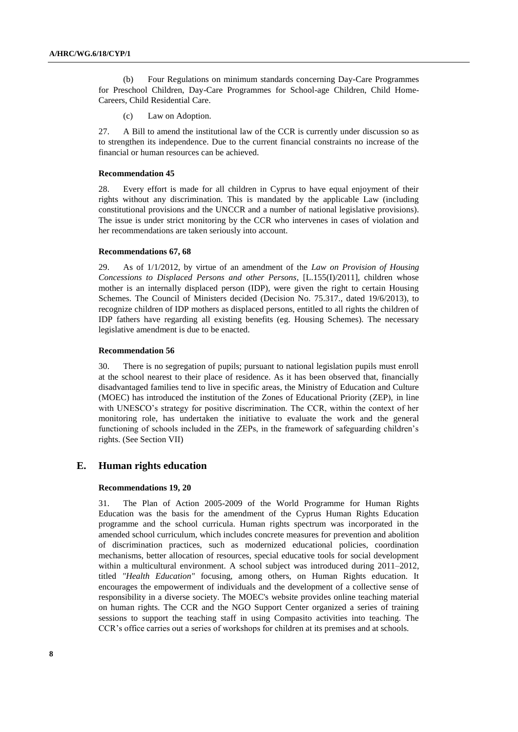(b) Four Regulations on minimum standards concerning Day-Care Programmes for Preschool Children, Day-Care Programmes for School-age Children, Child Home-Careers, Child Residential Care.

(c) Law on Adoption.

27. A Bill to amend the institutional law of the CCR is currently under discussion so as to strengthen its independence. Due to the current financial constraints no increase of the financial or human resources can be achieved.

**Recommendation 45**

28. Every effort is made for all children in Cyprus to have equal enjoyment of their rights without any discrimination. This is mandated by the applicable Law (including constitutional provisions and the UNCCR and a number of national legislative provisions). The issue is under strict monitoring by the CCR who intervenes in cases of violation and her recommendations are taken seriously into account.

**Recommendations 67, 68**

29. As of 1/1/2012, by virtue of an amendment of the *Law on Provision of Housing Concessions to Displaced Persons and other Persons*, [L.155(I)/2011], children whose mother is an internally displaced person (IDP), were given the right to certain Housing Schemes. The Council of Ministers decided (Decision No. 75.317., dated 19/6/2013), to recognize children of IDP mothers as displaced persons, entitled to all rights the children of IDP fathers have regarding all existing benefits (eg. Housing Schemes). The necessary legislative amendment is due to be enacted.

**Recommendation 56**

30. There is no segregation of pupils; pursuant to national legislation pupils must enroll at the school nearest to their place of residence. As it has been observed that, financially disadvantaged families tend to live in specific areas, the Ministry of Education and Culture (MOEC) has introduced the institution of the Zones of Educational Priority (ZEP), in line with UNESCO's strategy for positive discrimination. The CCR, within the context of her monitoring role, has undertaken the initiative to evaluate the work and the general functioning of schools included in the ZEPs, in the framework of safeguarding children's rights. (See Section VII)

## E. Human rights education

**Recommendations 19, 20**

31. The Plan of Action 2005-2009 of the World Programme for Human Rights Education was the basis for the amendment of the Cyprus Human Rights Education programme and the school curricula. Human rights spectrum was incorporated in the amended school curriculum, which includes concrete measures for prevention and abolition of discrimination practices, such as modernized educational policies, coordination mechanisms, better allocation of resources, special educative tools for social development within a multicultural environment. A school subject was introduced during 2011–2012, titled *"Health Education"* focusing, among others, on Human Rights education. It encourages the empowerment of individuals and the development of a collective sense of responsibility in a diverse society. The MOEC's website provides online teaching material on human rights. The CCR and the NGO Support Center organized a series of training sessions to support the teaching staff in using Compasito activities into teaching. The CCR's office carries out a series of workshops for children at its premises and at schools.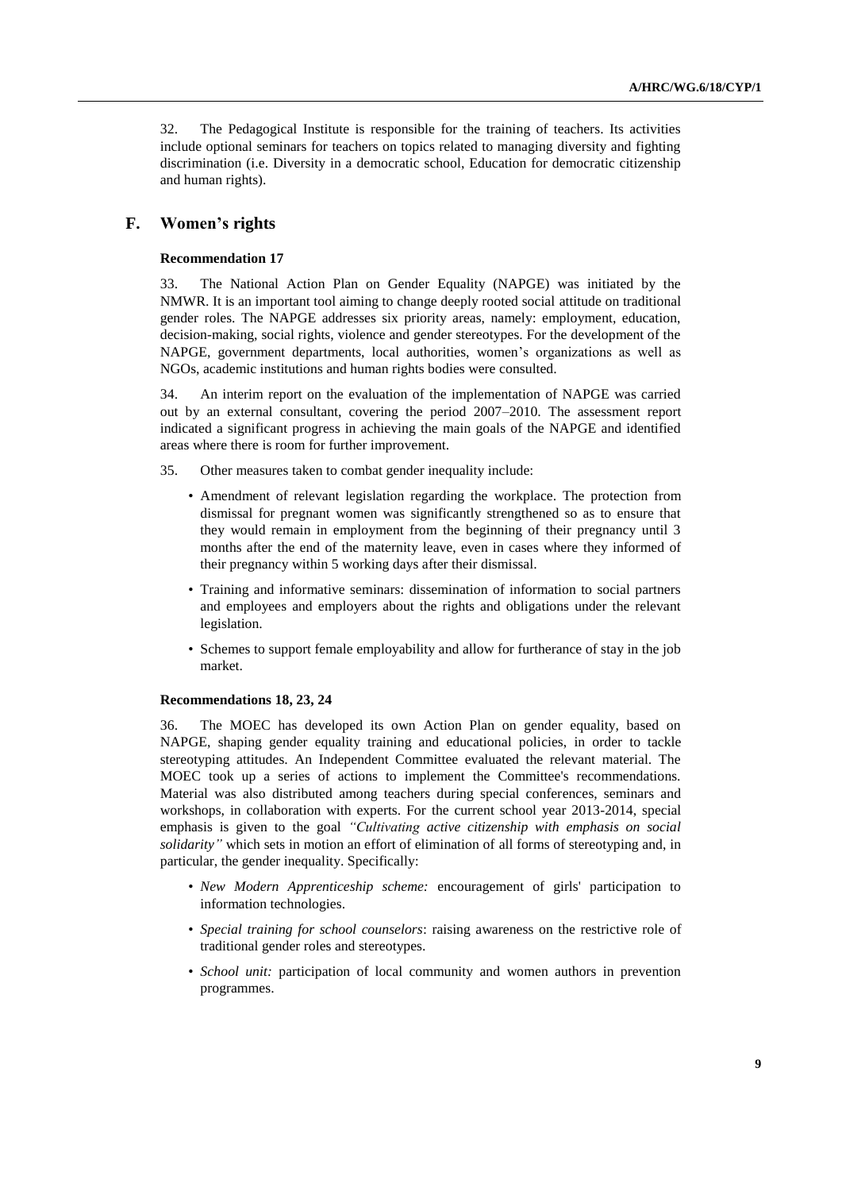32. The Pedagogical Institute is responsible for the training of teachers. Its activities include optional seminars for teachers on topics related to managing diversity and fighting discrimination (i.e. Diversity in a democratic school, Education for democratic citizenship and human rights).

## F. Women's rights

### Recommendation 17

33. The National Action Plan on Gender Equality (NAPGE) was initiated by the NMWR. It is an important tool aiming to change deeply rooted social attitude on traditional gender roles. The NAPGE addresses six priority areas, namely: employment, education, decision-making, social rights, violence and gender stereotypes. For the development of the NAPGE, government departments, local authorities, women's organizations as well as NGOs, academic institutions and human rights bodies were consulted.

34. An interim report on the evaluation of the implementation of NAPGE was carried out by an external consultant, covering the period 2007–2010. The assessment report indicated a significant progress in achieving the main goals of the NAPGE and identified areas where there is room for further improvement.

35. Other measures taken to combat gender inequality include:

- Amendment of relevant legislation regarding the workplace. The protection from dismissal for pregnant women was significantly strengthened so as to ensure that they would remain in employment from the beginning of their pregnancy until 3 months after the end of the maternity leave, even in cases where they informed of their pregnancy within 5 working days after their dismissal.
- Training and informative seminars: dissemination of information to social partners and employees and employers about the rights and obligations under the relevant legislation.
- Schemes to support female employability and allow for furtherance of stay in the job market.

### Recommendations 18, 23, 24

36. The MOEC has developed its own Action Plan on gender equality, based on NAPGE, shaping gender equality training and educational policies, in order to tackle stereotyping attitudes. An Independent Committee evaluated the relevant material. The MOEC took up a series of actions to implement the Committee's recommendations. Material was also distributed among teachers during special conferences, seminars and workshops, in collaboration with experts. For the current school year 2013-2014, special emphasis is given to the goal *"Cultivating active citizenship with emphasis on social solidarity"* which sets in motion an effort of elimination of all forms of stereotyping and, in particular, the gender inequality. Specifically:

- *New Modern Apprenticeship scheme:* encouragement of girls' participation to information technologies.
- *Special training for school counselors*: raising awareness on the restrictive role of traditional gender roles and stereotypes.
- *School unit:* participation of local community and women authors in prevention programmes.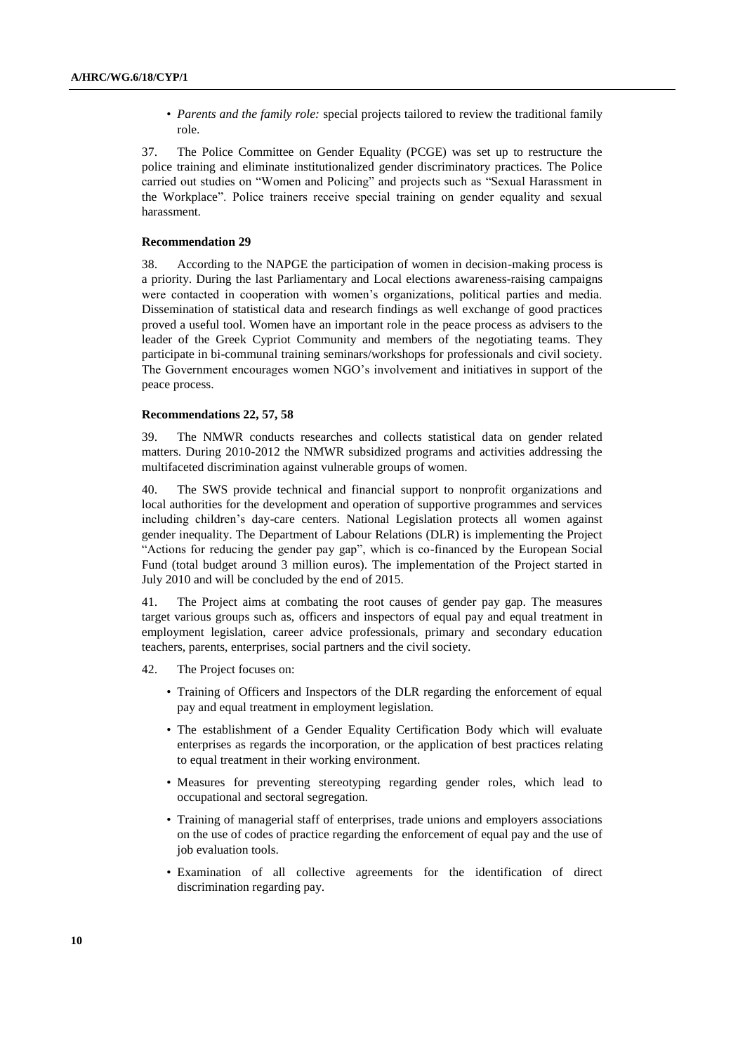- *Parents and the family role:* special projects tailored to review the traditional family role.

37. The Police Committee on Gender Equality (PCGE) was set up to restructure the police training and eliminate institutionalized gender discriminatory practices. The Police carried out studies on "Women and Policing" and projects such as "Sexual Harassment in the Workplace". Police trainers receive special training on gender equality and sexual harassment.

#### Recommendation 29

38. According to the NAPGE the participation of women in decision-making process is a priority. During the last Parliamentary and Local elections awareness-raising campaigns were contacted in cooperation with women's organizations, political parties and media. Dissemination of statistical data and research findings as well exchange of good practices proved a useful tool. Women have an important role in the peace process as advisers to the leader of the Greek Cypriot Community and members of the negotiating teams. They participate in bi-communal training seminars/workshops for professionals and civil society. The Government encourages women NGO's involvement and initiatives in support of the peace process.

#### Recommendations 22, 57, 58

39. The NMWR conducts researches and collects statistical data on gender related matters. During 2010-2012 the NMWR subsidized programs and activities addressing the multifaceted discrimination against vulnerable groups of women.

40. The SWS provide technical and financial support to nonprofit organizations and local authorities for the development and operation of supportive programmes and services including children's day-care centers. National Legislation protects all women against gender inequality. The Department of Labour Relations (DLR) is implementing the Project "Actions for reducing the gender pay gap", which is co-financed by the European Social Fund (total budget around 3 million euros). The implementation of the Project started in July 2010 and will be concluded by the end of 2015.

41. The Project aims at combating the root causes of gender pay gap. The measures target various groups such as, officers and inspectors of equal pay and equal treatment in employment legislation, career advice professionals, primary and secondary education teachers, parents, enterprises, social partners and the civil society.

42. The Project focuses on:

- Training of Officers and Inspectors of the DLR regarding the enforcement of equal pay and equal treatment in employment legislation.
- The establishment of a Gender Equality Certification Body which will evaluate enterprises as regards the incorporation, or the application of best practices relating to equal treatment in their working environment.
- Measures for preventing stereotyping regarding gender roles, which lead to occupational and sectoral segregation.
- Training of managerial staff of enterprises, trade unions and employers associations on the use of codes of practice regarding the enforcement of equal pay and the use of job evaluation tools.
- Examination of all collective agreements for the identification of direct discrimination regarding pay.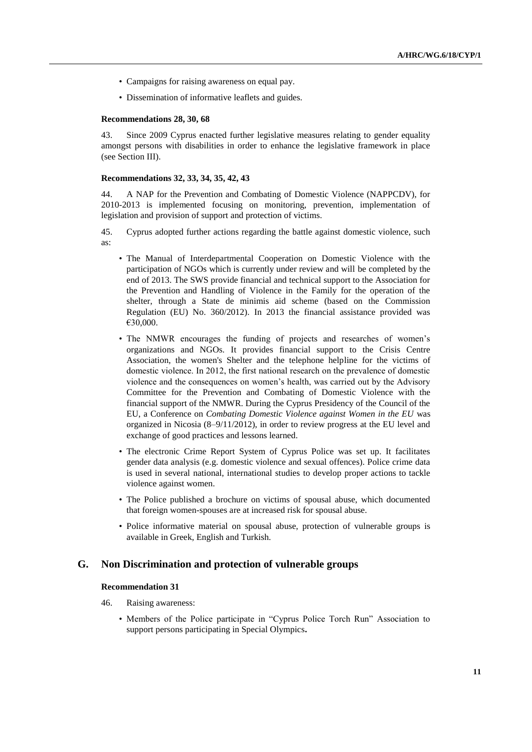- Campaigns for raising awareness on equal pay.
- Dissemination of informative leaflets and guides.

#### Recommendations 28, 30, 68

43. Since 2009 Cyprus enacted further legislative measures relating to gender equality amongst persons with disabilities in order to enhance the legislative framework in place (see Section III).

#### Recommendations 32, 33, 34, 35, 42, 43

44. A NAP for the Prevention and Combating of Domestic Violence (NAPPCDV), for 2010-2013 is implemented focusing on monitoring, prevention, implementation of legislation and provision of support and protection of victims.

45. Cyprus adopted further actions regarding the battle against domestic violence, such as:

- The Manual of Interdepartmental Cooperation on Domestic Violence with the participation of NGOs which is currently under review and will be completed by the end of 2013. The SWS provide financial and technical support to the Association for the Prevention and Handling of Violence in the Family for the operation of the shelter, through a State de minimis aid scheme (based on the Commission Regulation (EU) No. 360/2012). In 2013 the financial assistance provided was €30,000.
- The NMWR encourages the funding of projects and researches of women's organizations and NGOs. It provides financial support to the Crisis Centre Association, the women's Shelter and the telephone helpline for the victims of domestic violence. In 2012, the first national research on the prevalence of domestic violence and the consequences on women's health, was carried out by the Advisory Committee for the Prevention and Combating of Domestic Violence with the financial support of the NMWR. During the Cyprus Presidency of the Council of the EU, a Conference on *Combating Domestic Violence against Women in the EU* was organized in Nicosia (8–9/11/2012), in order to review progress at the EU level and exchange of good practices and lessons learned.
- The electronic Crime Report System of Cyprus Police was set up. It facilitates gender data analysis (e.g. domestic violence and sexual offences). Police crime data is used in several national, international studies to develop proper actions to tackle violence against women.
- The Police published a brochure on victims of spousal abuse, which documented that foreign women-spouses are at increased risk for spousal abuse.
- Police informative material on spousal abuse, protection of vulnerable groups is available in Greek, English and Turkish.

## G. Non Discrimination and protection of vulnerable groups

#### Recommendation 31

46. Raising awareness:

- Members of the Police participate in "Cyprus Police Torch Run" Association to support persons participating in Special Olympics**.**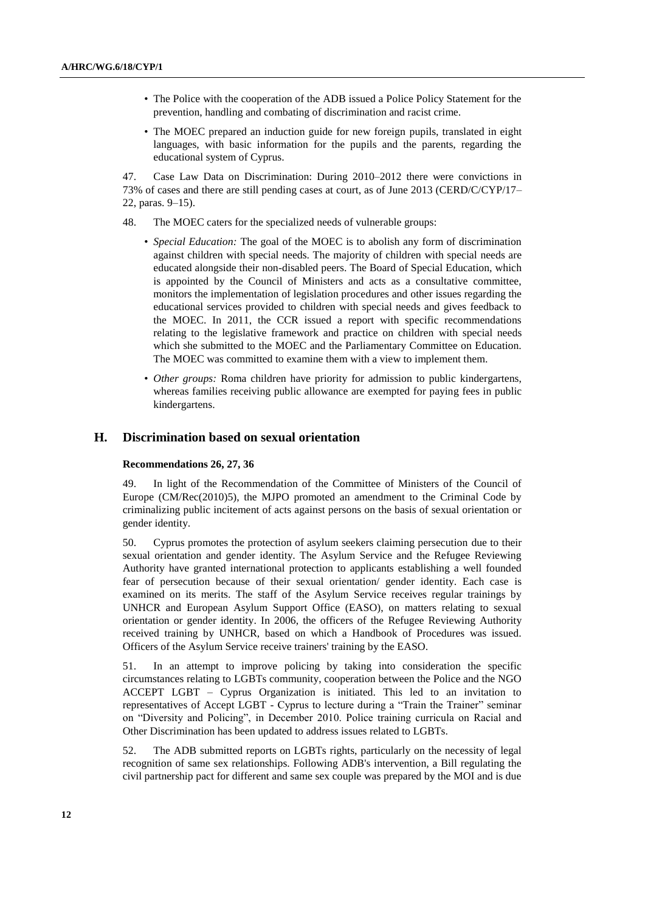- The Police with the cooperation of the ADB issued a Police Policy Statement for the prevention, handling and combating of discrimination and racist crime.
- The MOEC prepared an induction guide for new foreign pupils, translated in eight languages, with basic information for the pupils and the parents, regarding the educational system of Cyprus.

47. Case Law Data on Discrimination: During 2010–2012 there were convictions in 73% of cases and there are still pending cases at court, as of June 2013 (CERD/C/CYP/17–22, paras. 9–15).

48. The MOEC caters for the specialized needs of vulnerable groups:

- *Special Education:* The goal of the MOEC is to abolish any form of discrimination against children with special needs. The majority of children with special needs are educated alongside their non-disabled peers. The Board of Special Education, which is appointed by the Council of Ministers and acts as a consultative committee, monitors the implementation of legislation procedures and other issues regarding the educational services provided to children with special needs and gives feedback to the MOEC. In 2011, the CCR issued a report with specific recommendations relating to the legislative framework and practice on children with special needs which she submitted to the MOEC and the Parliamentary Committee on Education. The MOEC was committed to examine them with a view to implement them.
- *Other groups:* Roma children have priority for admission to public kindergartens, whereas families receiving public allowance are exempted for paying fees in public kindergartens.

## H. Discrimination based on sexual orientation

**Recommendations 26, 27, 36**

49. In light of the Recommendation of the Committee of Ministers of the Council of Europe (CM/Rec(2010)5), the MJPO promoted an amendment to the Criminal Code by criminalizing public incitement of acts against persons on the basis of sexual orientation or gender identity.

50. Cyprus promotes the protection of asylum seekers claiming persecution due to their sexual orientation and gender identity. The Asylum Service and the Refugee Reviewing Authority have granted international protection to applicants establishing a well founded fear of persecution because of their sexual orientation/ gender identity. Each case is examined on its merits. The staff of the Asylum Service receives regular trainings by UNHCR and European Asylum Support Office (EASO), on matters relating to sexual orientation or gender identity. In 2006, the officers of the Refugee Reviewing Authority received training by UNHCR, based on which a Handbook of Procedures was issued. Officers of the Asylum Service receive trainers' training by the EASO.

51. In an attempt to improve policing by taking into consideration the specific circumstances relating to LGBTs community, cooperation between the Police and the NGO ACCEPT LGBT – Cyprus Organization is initiated. This led to an invitation to representatives of Accept LGBT - Cyprus to lecture during a "Train the Trainer" seminar on "Diversity and Policing", in December 2010. Police training curricula on Racial and Other Discrimination has been updated to address issues related to LGBTs.

52. The ADB submitted reports on LGBTs rights, particularly on the necessity of legal recognition of same sex relationships. Following ADB's intervention, a Bill regulating the civil partnership pact for different and same sex couple was prepared by the MOI and is due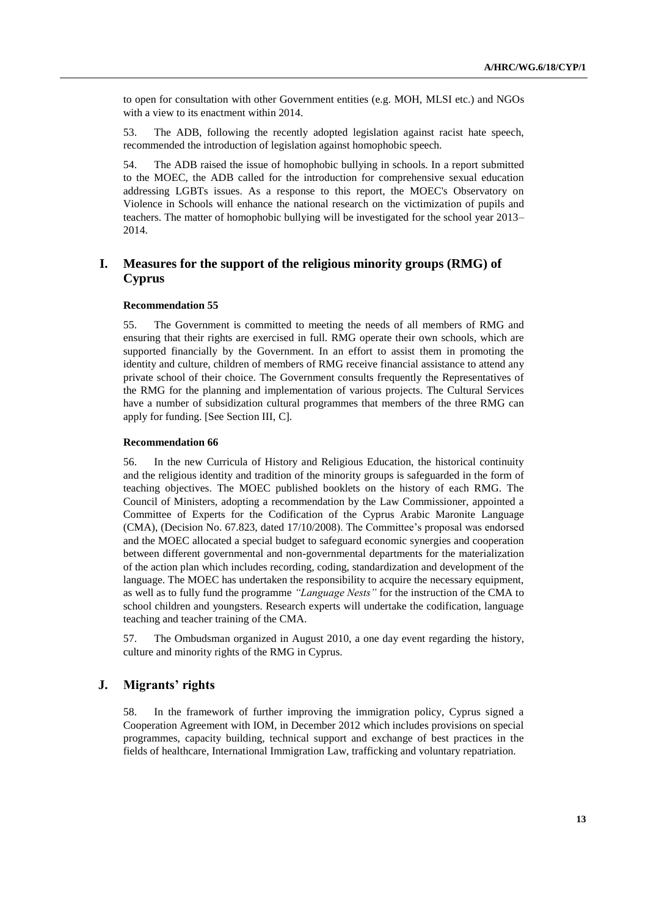to open for consultation with other Government entities (e.g. MOH, MLSI etc.) and NGOs with a view to its enactment within 2014.

53. The ADB, following the recently adopted legislation against racist hate speech, recommended the introduction of legislation against homophobic speech.

54. The ADB raised the issue of homophobic bullying in schools. In a report submitted to the MOEC, the ADB called for the introduction for comprehensive sexual education addressing LGBTs issues. As a response to this report, the MOEC's Observatory on Violence in Schools will enhance the national research on the victimization of pupils and teachers. The matter of homophobic bullying will be investigated for the school year 2013–2014.

## I. Measures for the support of the religious minority groups (RMG) of Cyprus

#### Recommendation 55

55. The Government is committed to meeting the needs of all members of RMG and ensuring that their rights are exercised in full. RMG operate their own schools, which are supported financially by the Government. In an effort to assist them in promoting the identity and culture, children of members of RMG receive financial assistance to attend any private school of their choice. The Government consults frequently the Representatives of the RMG for the planning and implementation of various projects. The Cultural Services have a number of subsidization cultural programmes that members of the three RMG can apply for funding. [See Section III, C].

#### Recommendation 66

56. In the new Curricula of History and Religious Education, the historical continuity and the religious identity and tradition of the minority groups is safeguarded in the form of teaching objectives. The MOEC published booklets on the history of each RMG. The Council of Ministers, adopting a recommendation by the Law Commissioner, appointed a Committee of Experts for the Codification of the Cyprus Arabic Maronite Language (CMA), (Decision No. 67.823, dated 17/10/2008). The Committee's proposal was endorsed and the MOEC allocated a special budget to safeguard economic synergies and cooperation between different governmental and non-governmental departments for the materialization of the action plan which includes recording, coding, standardization and development of the language. The MOEC has undertaken the responsibility to acquire the necessary equipment, as well as to fully fund the programme *"Language Nests"* for the instruction of the CMA to school children and youngsters. Research experts will undertake the codification, language teaching and teacher training of the CMA.

57. The Ombudsman organized in August 2010, a one day event regarding the history, culture and minority rights of the RMG in Cyprus.

## J. Migrants' rights

58. In the framework of further improving the immigration policy, Cyprus signed a Cooperation Agreement with IOM, in December 2012 which includes provisions on special programmes, capacity building, technical support and exchange of best practices in the fields of healthcare, International Immigration Law, trafficking and voluntary repatriation.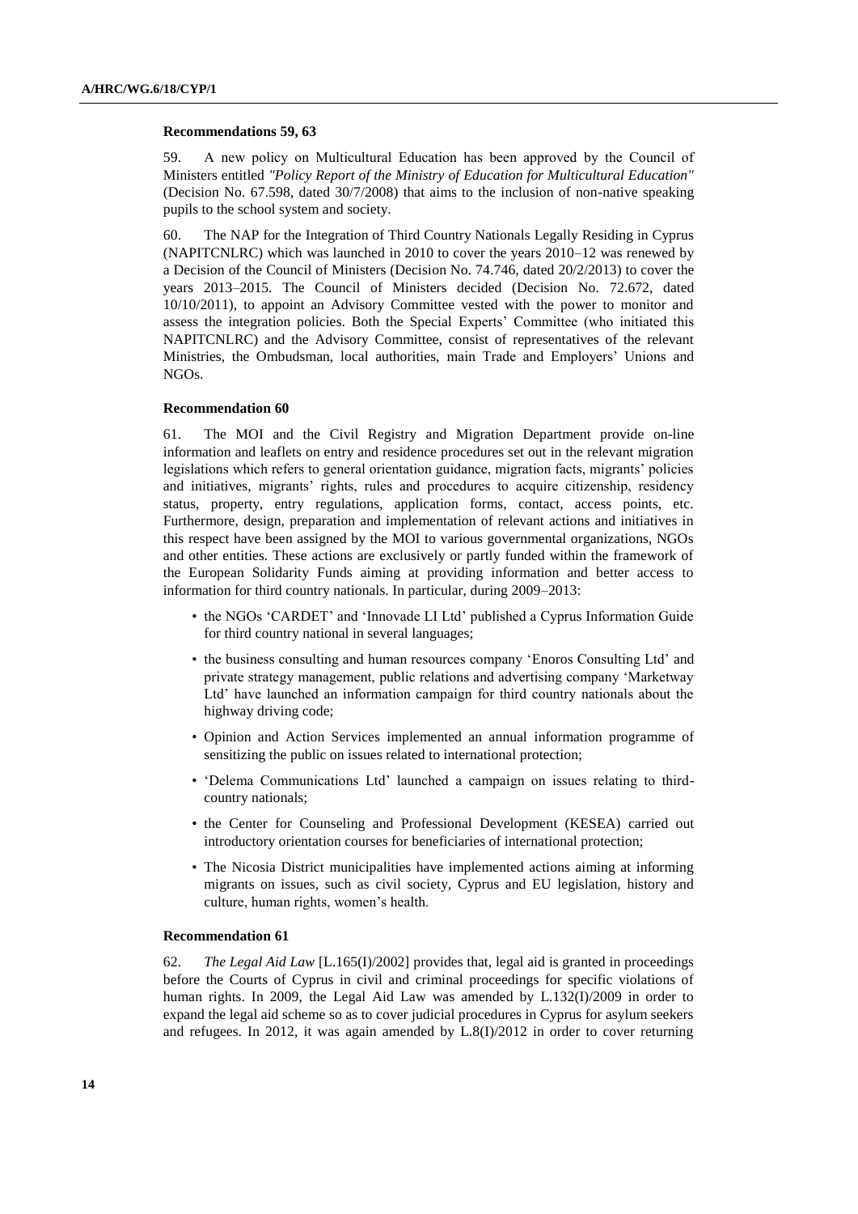**Recommendations 59, 63**

59. A new policy on Multicultural Education has been approved by the Council of Ministers entitled *"Policy Report of the Ministry of Education for Multicultural Education"* (Decision No. 67.598, dated 30/7/2008) that aims to the inclusion of non-native speaking pupils to the school system and society.

60. The NAP for the Integration of Third Country Nationals Legally Residing in Cyprus (NAPITCNLRC) which was launched in 2010 to cover the years 2010–12 was renewed by a Decision of the Council of Ministers (Decision No. 74.746, dated 20/2/2013) to cover the years 2013–2015. The Council of Ministers decided (Decision No. 72.672, dated 10/10/2011), to appoint an Advisory Committee vested with the power to monitor and assess the integration policies. Both the Special Experts' Committee (who initiated this NAPITCNLRC) and the Advisory Committee, consist of representatives of the relevant Ministries, the Ombudsman, local authorities, main Trade and Employers' Unions and NGOs.

**Recommendation 60**

61. The MOI and the Civil Registry and Migration Department provide on-line information and leaflets on entry and residence procedures set out in the relevant migration legislations which refers to general orientation guidance, migration facts, migrants' policies and initiatives, migrants' rights, rules and procedures to acquire citizenship, residency status, property, entry regulations, application forms, contact, access points, etc. Furthermore, design, preparation and implementation of relevant actions and initiatives in this respect have been assigned by the MOI to various governmental organizations, NGOs and other entities. These actions are exclusively or partly funded within the framework of the European Solidarity Funds aiming at providing information and better access to information for third country nationals. In particular, during 2009–2013:

- the NGOs 'CARDET' and 'Innovade LI Ltd' published a Cyprus Information Guide for third country national in several languages;
- the business consulting and human resources company 'Enoros Consulting Ltd' and private strategy management, public relations and advertising company 'Marketway Ltd' have launched an information campaign for third country nationals about the highway driving code;
- Opinion and Action Services implemented an annual information programme of sensitizing the public on issues related to international protection;
- 'Delema Communications Ltd' launched a campaign on issues relating to third-country nationals;
- the Center for Counseling and Professional Development (KESEA) carried out introductory orientation courses for beneficiaries of international protection;
- The Nicosia District municipalities have implemented actions aiming at informing migrants on issues, such as civil society, Cyprus and EU legislation, history and culture, human rights, women's health.

**Recommendation 61**

62. *The Legal Aid Law* [L.165(I)/2002] provides that, legal aid is granted in proceedings before the Courts of Cyprus in civil and criminal proceedings for specific violations of human rights. In 2009, the Legal Aid Law was amended by L.132(I)/2009 in order to expand the legal aid scheme so as to cover judicial procedures in Cyprus for asylum seekers and refugees. In 2012, it was again amended by L.8(I)/2012 in order to cover returning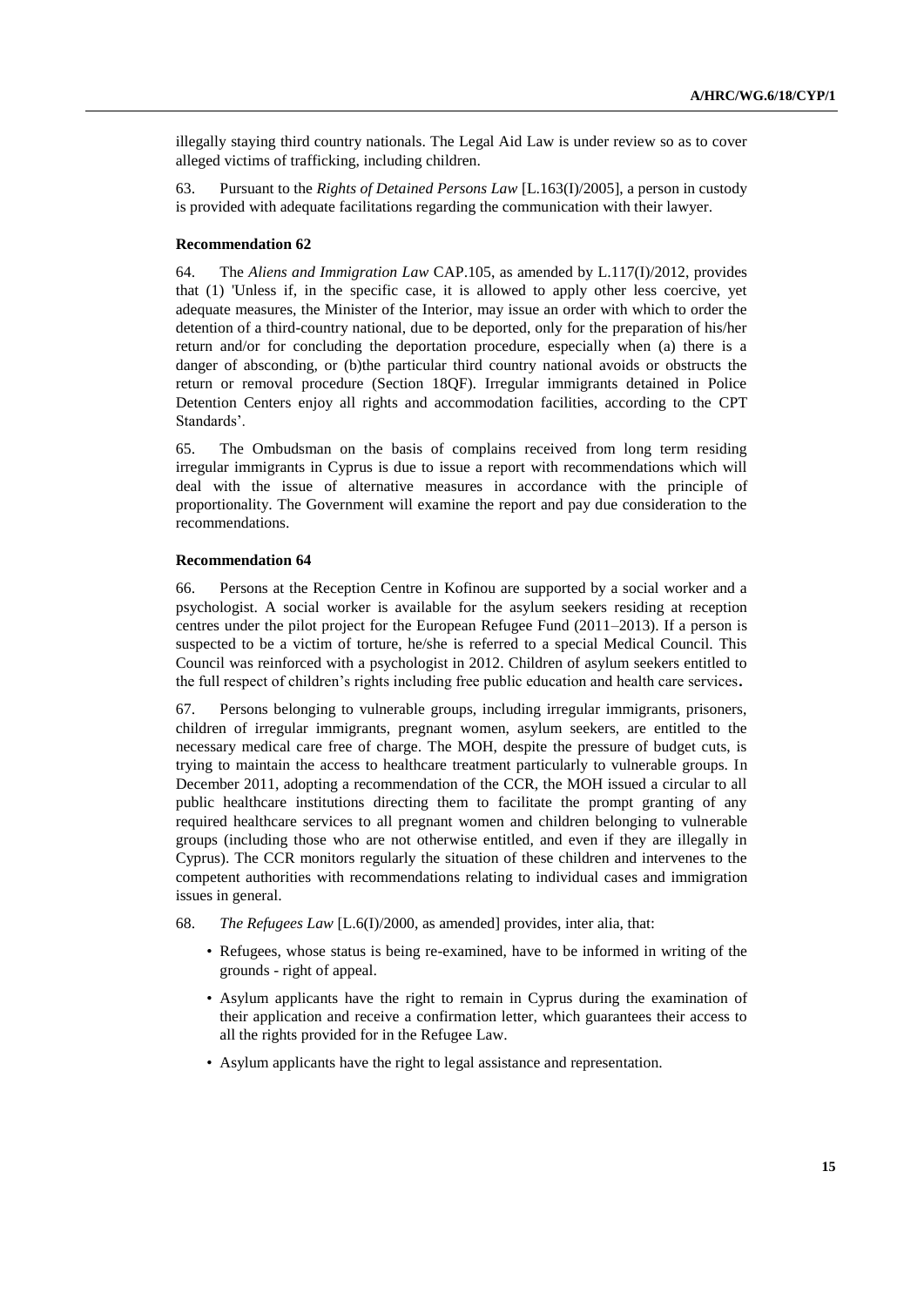illegally staying third country nationals. The Legal Aid Law is under review so as to cover alleged victims of trafficking, including children.

63. Pursuant to the *Rights of Detained Persons Law* [L.163(I)/2005], a person in custody is provided with adequate facilitations regarding the communication with their lawyer.

#### Recommendation 62

64. The *Aliens and Immigration Law* CAP.105, as amended by L.117(I)/2012, provides that (1) 'Unless if, in the specific case, it is allowed to apply other less coercive, yet adequate measures, the Minister of the Interior, may issue an order with which to order the detention of a third-country national, due to be deported, only for the preparation of his/her return and/or for concluding the deportation procedure, especially when (a) there is a danger of absconding, or (b)the particular third country national avoids or obstructs the return or removal procedure (Section 18QF). Irregular immigrants detained in Police Detention Centers enjoy all rights and accommodation facilities, according to the CPT Standards'.

65. The Ombudsman on the basis of complains received from long term residing irregular immigrants in Cyprus is due to issue a report with recommendations which will deal with the issue of alternative measures in accordance with the principle of proportionality. The Government will examine the report and pay due consideration to the recommendations.

#### Recommendation 64

66. Persons at the Reception Centre in Kofinou are supported by a social worker and a psychologist. A social worker is available for the asylum seekers residing at reception centres under the pilot project for the European Refugee Fund (2011–2013). If a person is suspected to be a victim of torture, he/she is referred to a special Medical Council. This Council was reinforced with a psychologist in 2012. Children of asylum seekers entitled to the full respect of children's rights including free public education and health care services**.**

67. Persons belonging to vulnerable groups, including irregular immigrants, prisoners, children of irregular immigrants, pregnant women, asylum seekers, are entitled to the necessary medical care free of charge. The MOH, despite the pressure of budget cuts, is trying to maintain the access to healthcare treatment particularly to vulnerable groups. In December 2011, adopting a recommendation of the CCR, the MOH issued a circular to all public healthcare institutions directing them to facilitate the prompt granting of any required healthcare services to all pregnant women and children belonging to vulnerable groups (including those who are not otherwise entitled, and even if they are illegally in Cyprus). The CCR monitors regularly the situation of these children and intervenes to the competent authorities with recommendations relating to individual cases and immigration issues in general.

68. *The Refugees Law* [L.6(I)/2000, as amended] provides, inter alia, that:

- Refugees, whose status is being re-examined, have to be informed in writing of the grounds - right of appeal.
- Asylum applicants have the right to remain in Cyprus during the examination of their application and receive a confirmation letter, which guarantees their access to all the rights provided for in the Refugee Law.
- Asylum applicants have the right to legal assistance and representation.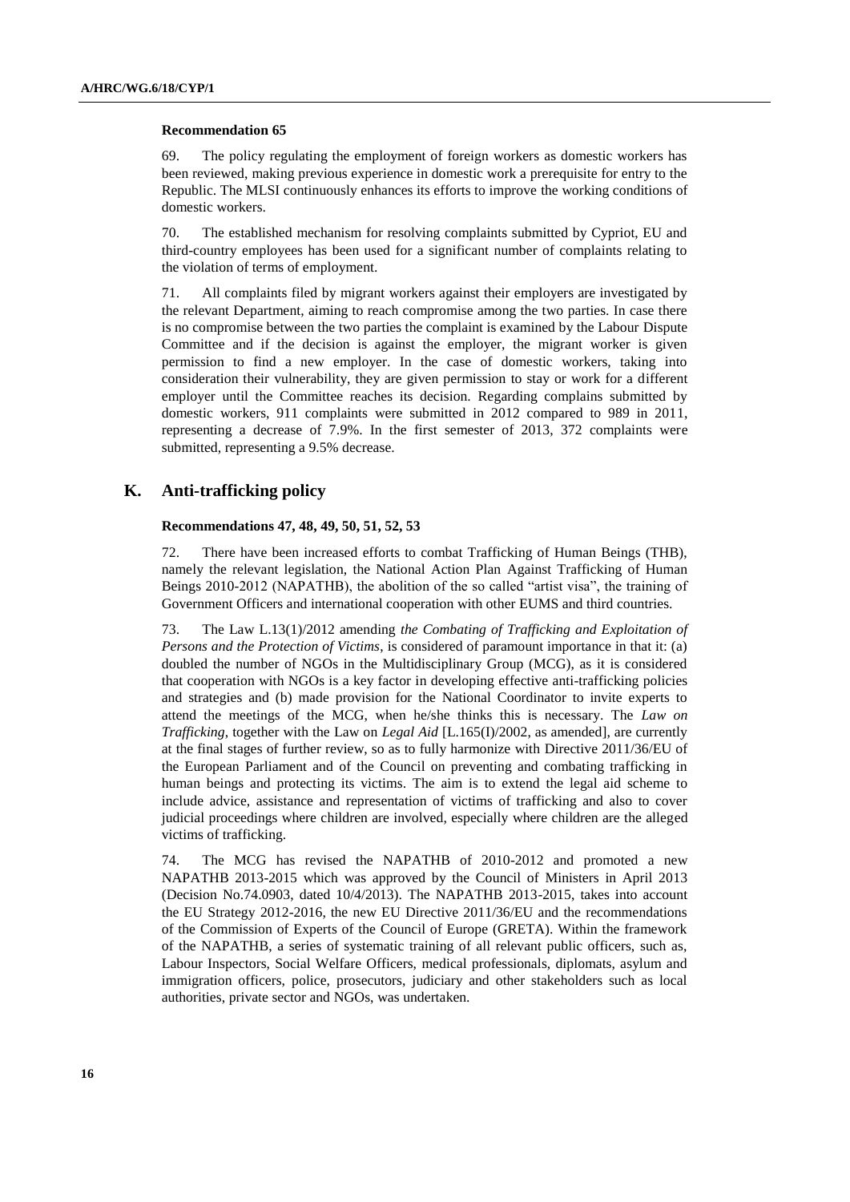**Recommendation 65**

69. The policy regulating the employment of foreign workers as domestic workers has been reviewed, making previous experience in domestic work a prerequisite for entry to the Republic. The MLSI continuously enhances its efforts to improve the working conditions of domestic workers.

70. The established mechanism for resolving complaints submitted by Cypriot, EU and third-country employees has been used for a significant number of complaints relating to the violation of terms of employment.

71. All complaints filed by migrant workers against their employers are investigated by the relevant Department, aiming to reach compromise among the two parties. In case there is no compromise between the two parties the complaint is examined by the Labour Dispute Committee and if the decision is against the employer, the migrant worker is given permission to find a new employer. In the case of domestic workers, taking into consideration their vulnerability, they are given permission to stay or work for a different employer until the Committee reaches its decision. Regarding complains submitted by domestic workers, 911 complaints were submitted in 2012 compared to 989 in 2011, representing a decrease of 7.9%. In the first semester of 2013, 372 complaints were submitted, representing a 9.5% decrease.

## K. Anti-trafficking policy

**Recommendations 47, 48, 49, 50, 51, 52, 53**

72. There have been increased efforts to combat Trafficking of Human Beings (THB), namely the relevant legislation, the National Action Plan Against Trafficking of Human Beings 2010-2012 (NAPATHB), the abolition of the so called "artist visa", the training of Government Officers and international cooperation with other EUMS and third countries.

73. The Law L.13(1)/2012 amending *the Combating of Trafficking and Exploitation of Persons and the Protection of Victims*, is considered of paramount importance in that it: (a) doubled the number of NGOs in the Multidisciplinary Group (MCG), as it is considered that cooperation with NGOs is a key factor in developing effective anti-trafficking policies and strategies and (b) made provision for the National Coordinator to invite experts to attend the meetings of the MCG, when he/she thinks this is necessary. The *Law on Trafficking*, together with the Law on *Legal Aid* [L.165(I)/2002, as amended], are currently at the final stages of further review, so as to fully harmonize with Directive 2011/36/EU of the European Parliament and of the Council on preventing and combating trafficking in human beings and protecting its victims. The aim is to extend the legal aid scheme to include advice, assistance and representation of victims of trafficking and also to cover judicial proceedings where children are involved, especially where children are the alleged victims of trafficking.

74. The MCG has revised the NAPATHB of 2010-2012 and promoted a new NAPATHB 2013-2015 which was approved by the Council of Ministers in April 2013 (Decision No.74.0903, dated 10/4/2013). The NAPATHB 2013-2015, takes into account the EU Strategy 2012-2016, the new EU Directive 2011/36/EU and the recommendations of the Commission of Experts of the Council of Europe (GRETA). Within the framework of the NAPATHB, a series of systematic training of all relevant public officers, such as, Labour Inspectors, Social Welfare Officers, medical professionals, diplomats, asylum and immigration officers, police, prosecutors, judiciary and other stakeholders such as local authorities, private sector and NGOs, was undertaken.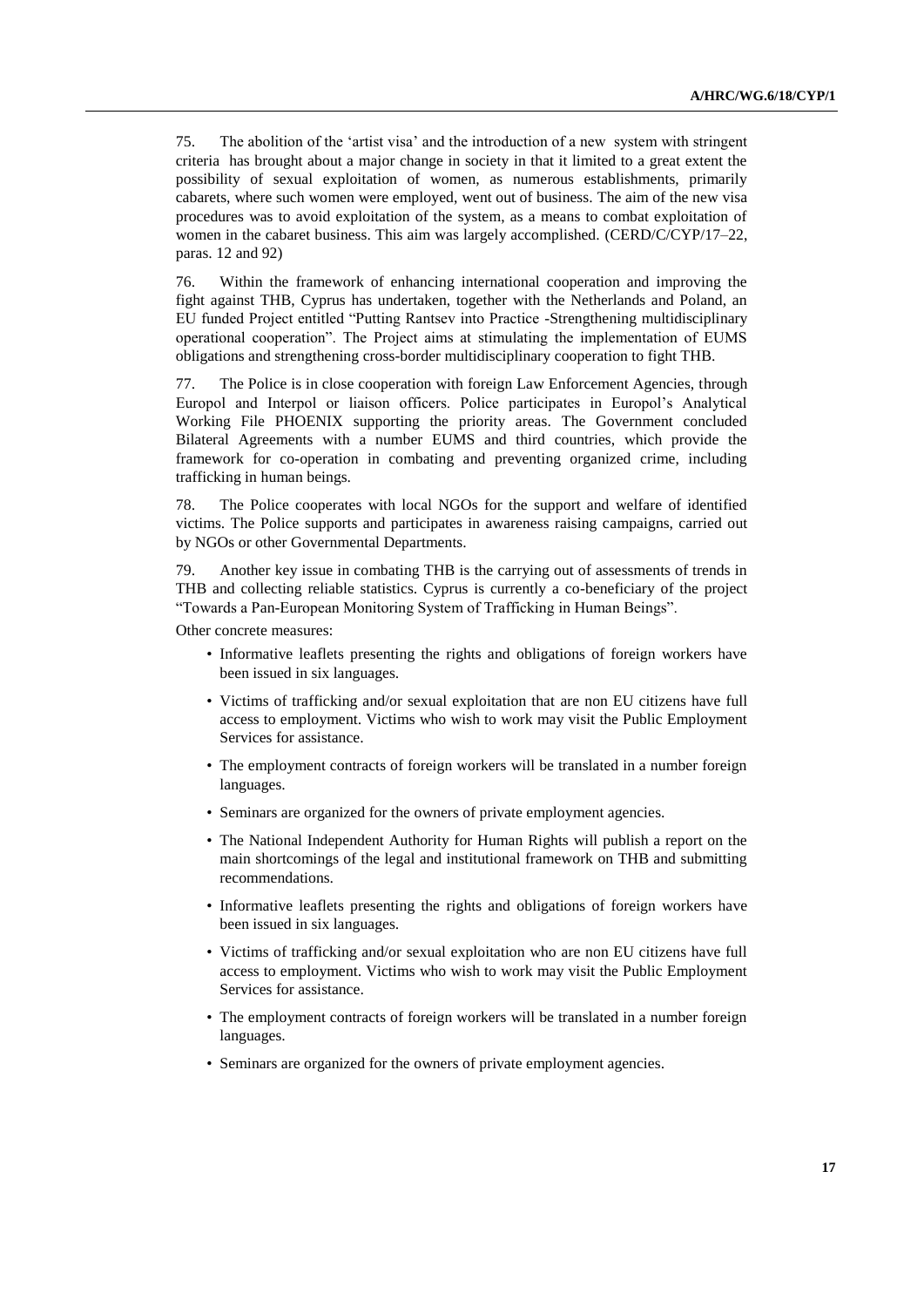75. The abolition of the 'artist visa' and the introduction of a new system with stringent criteria has brought about a major change in society in that it limited to a great extent the possibility of sexual exploitation of women, as numerous establishments, primarily cabarets, where such women were employed, went out of business. The aim of the new visa procedures was to avoid exploitation of the system, as a means to combat exploitation of women in the cabaret business. This aim was largely accomplished. (CERD/C/CYP/17–22, paras. 12 and 92)

76. Within the framework of enhancing international cooperation and improving the fight against THB, Cyprus has undertaken, together with the Netherlands and Poland, an EU funded Project entitled "Putting Rantsev into Practice -Strengthening multidisciplinary operational cooperation". The Project aims at stimulating the implementation of EUMS obligations and strengthening cross-border multidisciplinary cooperation to fight THB.

77. The Police is in close cooperation with foreign Law Enforcement Agencies, through Europol and Interpol or liaison officers. Police participates in Europol's Analytical Working File PHOENIX supporting the priority areas. The Government concluded Bilateral Agreements with a number EUMS and third countries, which provide the framework for co-operation in combating and preventing organized crime, including trafficking in human beings.

78. The Police cooperates with local NGOs for the support and welfare of identified victims. The Police supports and participates in awareness raising campaigns, carried out by NGOs or other Governmental Departments.

79. Another key issue in combating THB is the carrying out of assessments of trends in THB and collecting reliable statistics. Cyprus is currently a co-beneficiary of the project "Towards a Pan-European Monitoring System of Trafficking in Human Beings".

Other concrete measures:

- Informative leaflets presenting the rights and obligations of foreign workers have been issued in six languages.
- Victims of trafficking and/or sexual exploitation that are non EU citizens have full access to employment. Victims who wish to work may visit the Public Employment Services for assistance.
- The employment contracts of foreign workers will be translated in a number foreign languages.
- Seminars are organized for the owners of private employment agencies.
- The National Independent Authority for Human Rights will publish a report on the main shortcomings of the legal and institutional framework on THB and submitting recommendations.
- Informative leaflets presenting the rights and obligations of foreign workers have been issued in six languages.
- Victims of trafficking and/or sexual exploitation who are non EU citizens have full access to employment. Victims who wish to work may visit the Public Employment Services for assistance.
- The employment contracts of foreign workers will be translated in a number foreign languages.
- Seminars are organized for the owners of private employment agencies.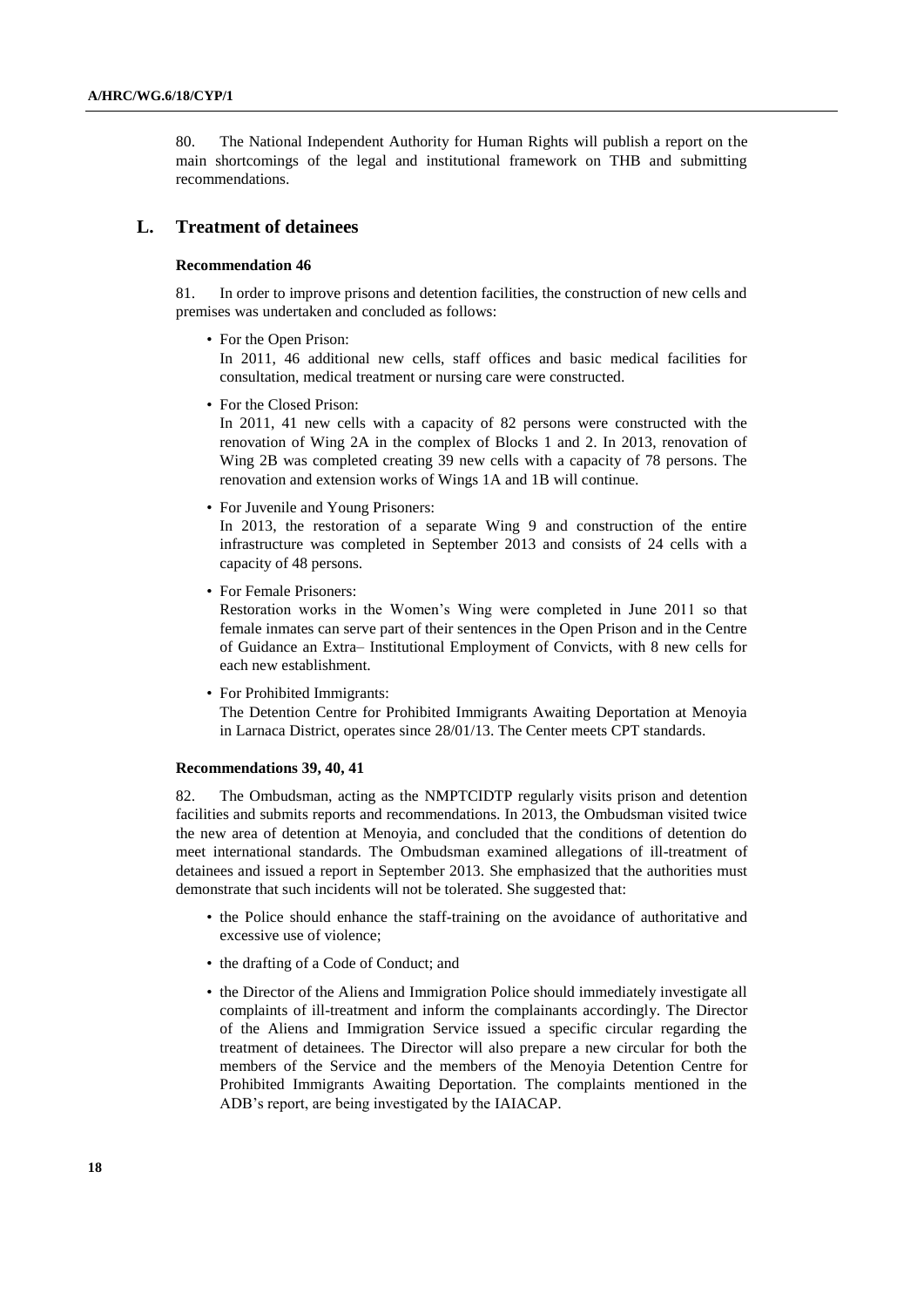80. The National Independent Authority for Human Rights will publish a report on the main shortcomings of the legal and institutional framework on THB and submitting recommendations.

## L. Treatment of detainees

### Recommendation 46

81. In order to improve prisons and detention facilities, the construction of new cells and premises was undertaken and concluded as follows:

- For the Open Prison:
  In 2011, 46 additional new cells, staff offices and basic medical facilities for consultation, medical treatment or nursing care were constructed.
- For the Closed Prison:
  In 2011, 41 new cells with a capacity of 82 persons were constructed with the renovation of Wing 2A in the complex of Blocks 1 and 2. In 2013, renovation of Wing 2B was completed creating 39 new cells with a capacity of 78 persons. The renovation and extension works of Wings 1A and 1B will continue.
- For Juvenile and Young Prisoners:
  In 2013, the restoration of a separate Wing 9 and construction of the entire infrastructure was completed in September 2013 and consists of 24 cells with a capacity of 48 persons.
- For Female Prisoners:
  Restoration works in the Women's Wing were completed in June 2011 so that female inmates can serve part of their sentences in the Open Prison and in the Centre of Guidance an Extra– Institutional Employment of Convicts, with 8 new cells for each new establishment.
- For Prohibited Immigrants:
  The Detention Centre for Prohibited Immigrants Awaiting Deportation at Menoyia in Larnaca District, operates since 28/01/13. The Center meets CPT standards.

### Recommendations 39, 40, 41

82. The Ombudsman, acting as the NMPTCIDTP regularly visits prison and detention facilities and submits reports and recommendations. In 2013, the Ombudsman visited twice the new area of detention at Menoyia, and concluded that the conditions of detention do meet international standards. The Ombudsman examined allegations of ill-treatment of detainees and issued a report in September 2013. She emphasized that the authorities must demonstrate that such incidents will not be tolerated. She suggested that:

- the Police should enhance the staff-training on the avoidance of authoritative and excessive use of violence;
- the drafting of a Code of Conduct; and
- the Director of the Aliens and Immigration Police should immediately investigate all complaints of ill-treatment and inform the complainants accordingly. The Director of the Aliens and Immigration Service issued a specific circular regarding the treatment of detainees. The Director will also prepare a new circular for both the members of the Service and the members of the Menoyia Detention Centre for Prohibited Immigrants Awaiting Deportation. The complaints mentioned in the ADB's report, are being investigated by the IAIACAP.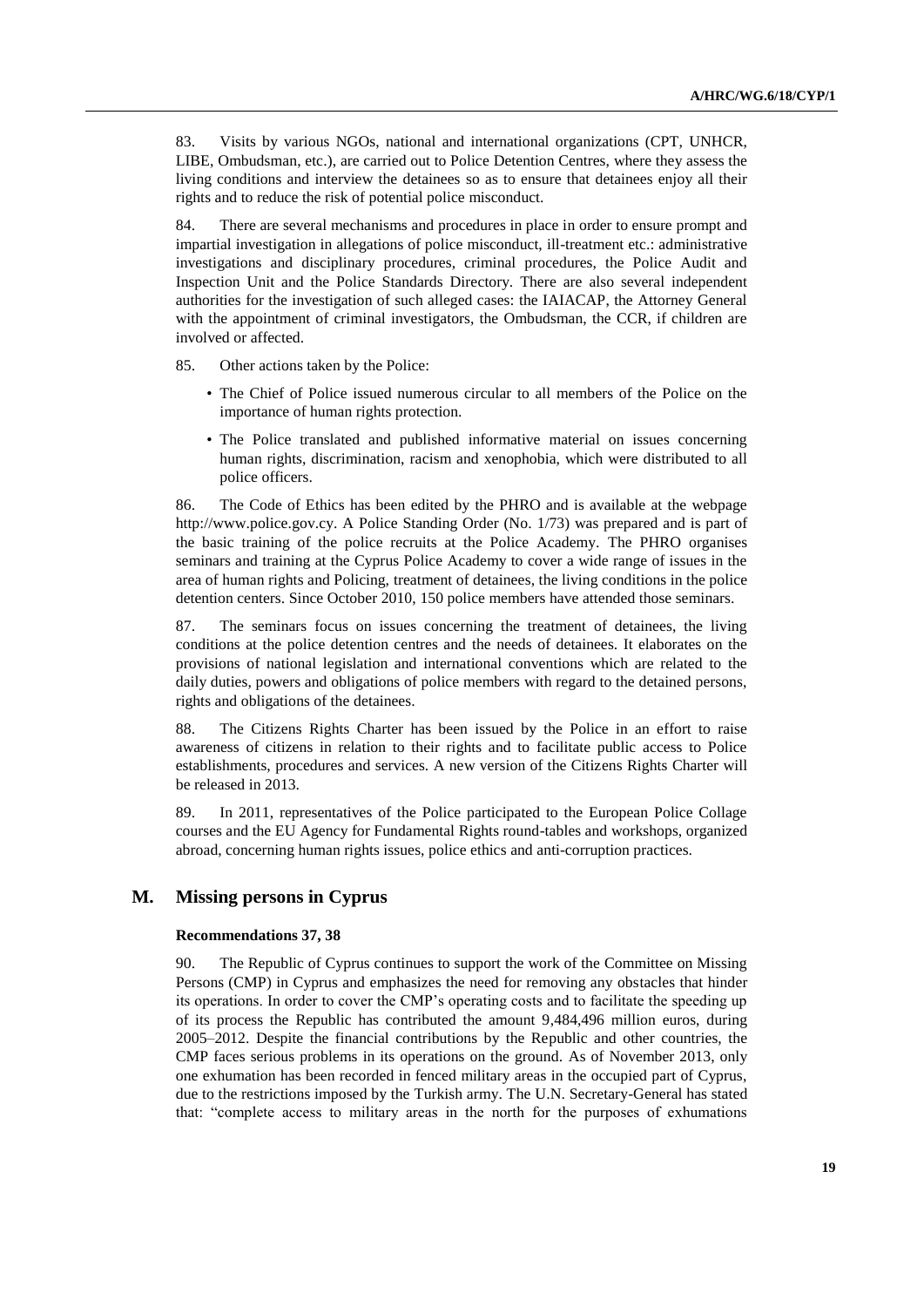83. Visits by various NGOs, national and international organizations (CPT, UNHCR, LIBE, Ombudsman, etc.), are carried out to Police Detention Centres, where they assess the living conditions and interview the detainees so as to ensure that detainees enjoy all their rights and to reduce the risk of potential police misconduct.

84. There are several mechanisms and procedures in place in order to ensure prompt and impartial investigation in allegations of police misconduct, ill-treatment etc.: administrative investigations and disciplinary procedures, criminal procedures, the Police Audit and Inspection Unit and the Police Standards Directory. There are also several independent authorities for the investigation of such alleged cases: the IAIACAP, the Attorney General with the appointment of criminal investigators, the Ombudsman, the CCR, if children are involved or affected.

85. Other actions taken by the Police:

- The Chief of Police issued numerous circular to all members of the Police on the importance of human rights protection.
- The Police translated and published informative material on issues concerning human rights, discrimination, racism and xenophobia, which were distributed to all police officers.

86. The Code of Ethics has been edited by the PHRO and is available at the webpage http://www.police.gov.cy. A Police Standing Order (No. 1/73) was prepared and is part of the basic training of the police recruits at the Police Academy. The PHRO organises seminars and training at the Cyprus Police Academy to cover a wide range of issues in the area of human rights and Policing, treatment of detainees, the living conditions in the police detention centers. Since October 2010, 150 police members have attended those seminars.

87. The seminars focus on issues concerning the treatment of detainees, the living conditions at the police detention centres and the needs of detainees. It elaborates on the provisions of national legislation and international conventions which are related to the daily duties, powers and obligations of police members with regard to the detained persons, rights and obligations of the detainees.

88. The Citizens Rights Charter has been issued by the Police in an effort to raise awareness of citizens in relation to their rights and to facilitate public access to Police establishments, procedures and services. A new version of the Citizens Rights Charter will be released in 2013.

89. In 2011, representatives of the Police participated to the European Police Collage courses and the EU Agency for Fundamental Rights round-tables and workshops, organized abroad, concerning human rights issues, police ethics and anti-corruption practices.

## M. Missing persons in Cyprus

**Recommendations 37, 38**

90. The Republic of Cyprus continues to support the work of the Committee on Missing Persons (CMP) in Cyprus and emphasizes the need for removing any obstacles that hinder its operations. In order to cover the CMP's operating costs and to facilitate the speeding up of its process the Republic has contributed the amount 9,484,496 million euros, during 2005–2012. Despite the financial contributions by the Republic and other countries, the CMP faces serious problems in its operations on the ground. As of November 2013, only one exhumation has been recorded in fenced military areas in the occupied part of Cyprus, due to the restrictions imposed by the Turkish army. The U.N. Secretary-General has stated that: "complete access to military areas in the north for the purposes of exhumations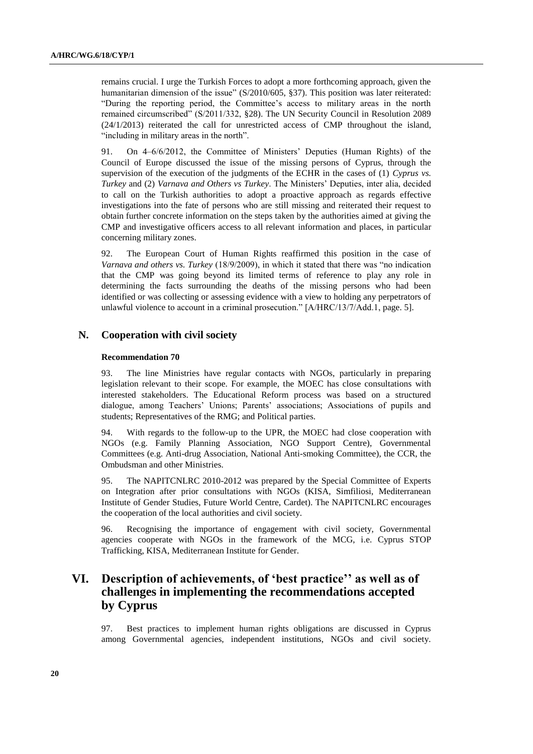remains crucial. I urge the Turkish Forces to adopt a more forthcoming approach, given the humanitarian dimension of the issue" (S/2010/605, §37). This position was later reiterated: "During the reporting period, the Committee's access to military areas in the north remained circumscribed" (S/2011/332, §28). The UN Security Council in Resolution 2089 (24/1/2013) reiterated the call for unrestricted access of CMP throughout the island, "including in military areas in the north".

91. On 4–6/6/2012, the Committee of Ministers' Deputies (Human Rights) of the Council of Europe discussed the issue of the missing persons of Cyprus, through the supervision of the execution of the judgments of the ECHR in the cases of (1) *Cyprus vs. Turkey* and (2) *Varnava and Others vs Turkey*. The Ministers' Deputies, inter alia, decided to call on the Turkish authorities to adopt a proactive approach as regards effective investigations into the fate of persons who are still missing and reiterated their request to obtain further concrete information on the steps taken by the authorities aimed at giving the CMP and investigative officers access to all relevant information and places, in particular concerning military zones.

92. The European Court of Human Rights reaffirmed this position in the case of *Varnava and others vs. Turkey* (18/9/2009), in which it stated that there was "no indication that the CMP was going beyond its limited terms of reference to play any role in determining the facts surrounding the deaths of the missing persons who had been identified or was collecting or assessing evidence with a view to holding any perpetrators of unlawful violence to account in a criminal prosecution." [A/HRC/13/7/Add.1, page. 5].

## N. Cooperation with civil society

#### Recommendation 70

93. The line Ministries have regular contacts with NGOs, particularly in preparing legislation relevant to their scope. For example, the MOEC has close consultations with interested stakeholders. The Educational Reform process was based on a structured dialogue, among Teachers' Unions; Parents' associations; Associations of pupils and students; Representatives of the RMG; and Political parties.

94. With regards to the follow-up to the UPR, the MOEC had close cooperation with NGOs (e.g. Family Planning Association, NGO Support Centre), Governmental Committees (e.g. Anti-drug Association, National Anti-smoking Committee), the CCR, the Ombudsman and other Ministries.

95. The NAPITCNLRC 2010-2012 was prepared by the Special Committee of Experts on Integration after prior consultations with NGOs (KISA, Simfiliosi, Mediterranean Institute of Gender Studies, Future World Centre, Cardet). The NAPITCNLRC encourages the cooperation of the local authorities and civil society.

96. Recognising the importance of engagement with civil society, Governmental agencies cooperate with NGOs in the framework of the MCG, i.e. Cyprus STOP Trafficking, KISA, Mediterranean Institute for Gender.

# VI. Description of achievements, of 'best practice'' as well as of challenges in implementing the recommendations accepted by Cyprus

97. Best practices to implement human rights obligations are discussed in Cyprus among Governmental agencies, independent institutions, NGOs and civil society.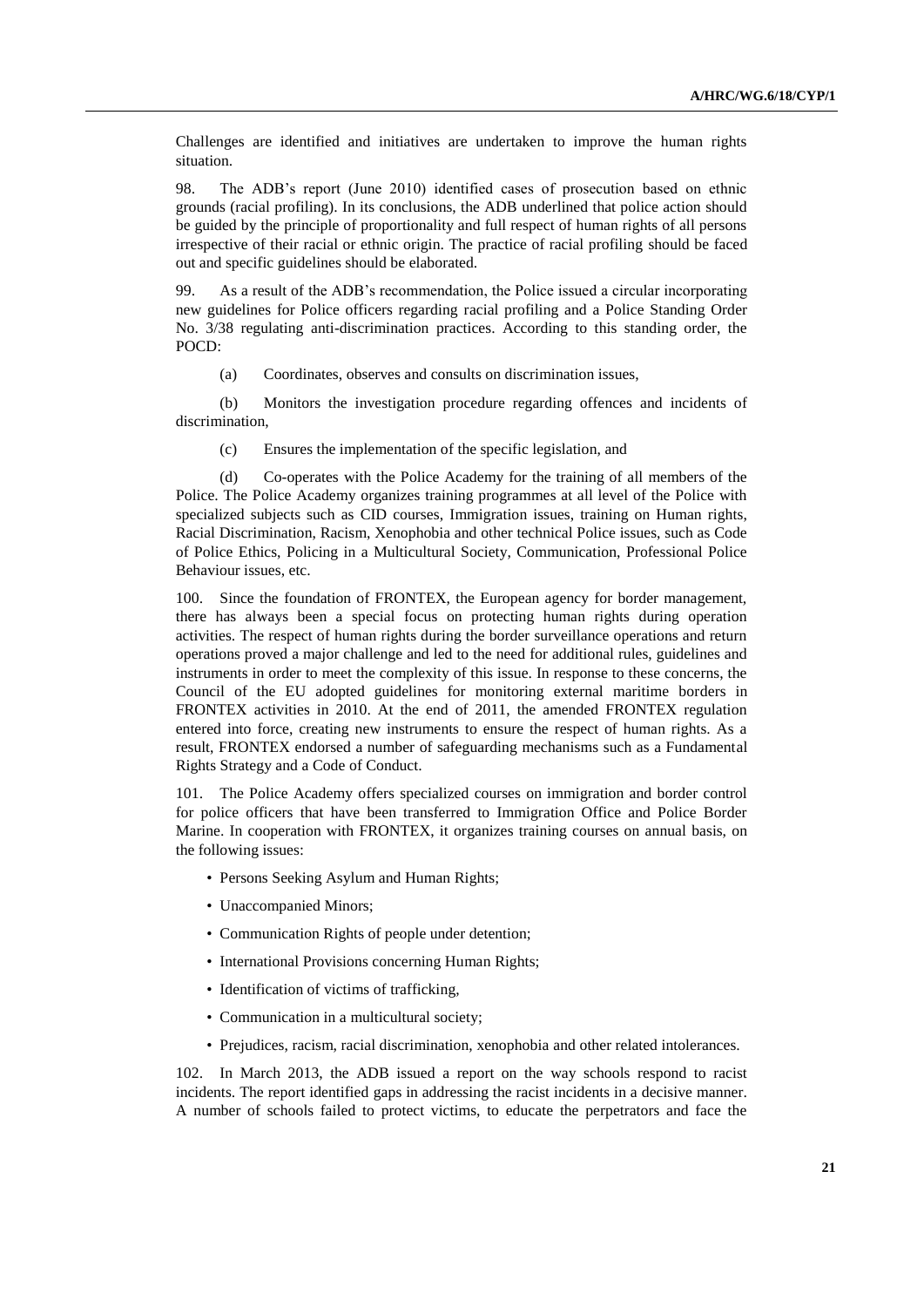Challenges are identified and initiatives are undertaken to improve the human rights situation.

98. The ADB's report (June 2010) identified cases of prosecution based on ethnic grounds (racial profiling). In its conclusions, the ADB underlined that police action should be guided by the principle of proportionality and full respect of human rights of all persons irrespective of their racial or ethnic origin. The practice of racial profiling should be faced out and specific guidelines should be elaborated.

99. As a result of the ADB's recommendation, the Police issued a circular incorporating new guidelines for Police officers regarding racial profiling and a Police Standing Order No. 3/38 regulating anti-discrimination practices. According to this standing order, the POCD:

(a) Coordinates, observes and consults on discrimination issues,

(b) Monitors the investigation procedure regarding offences and incidents of discrimination,

(c) Ensures the implementation of the specific legislation, and

(d) Co-operates with the Police Academy for the training of all members of the Police. The Police Academy organizes training programmes at all level of the Police with specialized subjects such as CID courses, Immigration issues, training on Human rights, Racial Discrimination, Racism, Xenophobia and other technical Police issues, such as Code of Police Ethics, Policing in a Multicultural Society, Communication, Professional Police Behaviour issues, etc.

100. Since the foundation of FRONTEX, the European agency for border management, there has always been a special focus on protecting human rights during operation activities. The respect of human rights during the border surveillance operations and return operations proved a major challenge and led to the need for additional rules, guidelines and instruments in order to meet the complexity of this issue. In response to these concerns, the Council of the EU adopted guidelines for monitoring external maritime borders in FRONTEX activities in 2010. At the end of 2011, the amended FRONTEX regulation entered into force, creating new instruments to ensure the respect of human rights. As a result, FRONTEX endorsed a number of safeguarding mechanisms such as a Fundamental Rights Strategy and a Code of Conduct.

101. The Police Academy offers specialized courses on immigration and border control for police officers that have been transferred to Immigration Office and Police Border Marine. In cooperation with FRONTEX, it organizes training courses on annual basis, on the following issues:

- Persons Seeking Asylum and Human Rights;
- Unaccompanied Minors;
- Communication Rights of people under detention;
- International Provisions concerning Human Rights;
- Identification of victims of trafficking,
- Communication in a multicultural society;
- Prejudices, racism, racial discrimination, xenophobia and other related intolerances.

102. In March 2013, the ADB issued a report on the way schools respond to racist incidents. The report identified gaps in addressing the racist incidents in a decisive manner. A number of schools failed to protect victims, to educate the perpetrators and face the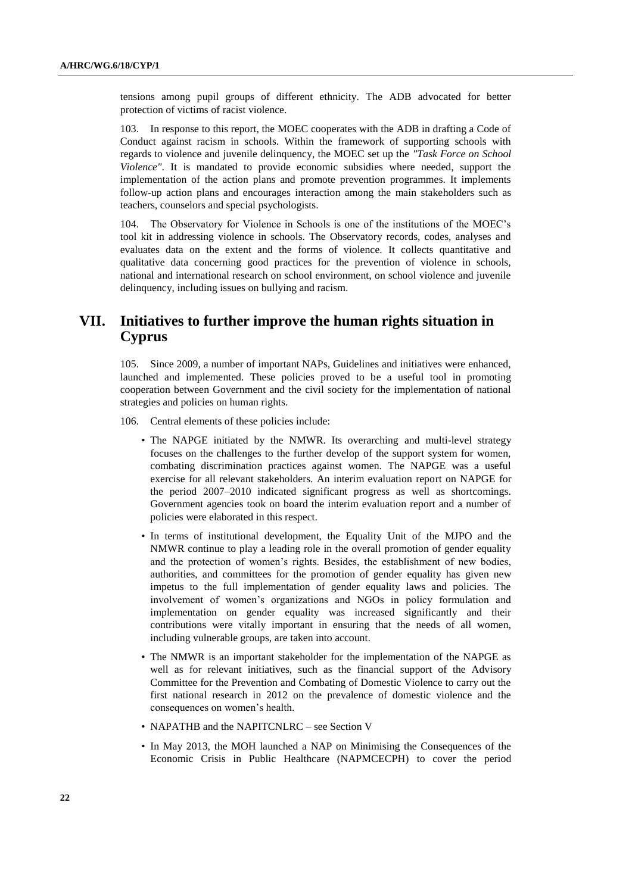tensions among pupil groups of different ethnicity. The ADB advocated for better protection of victims of racist violence.

103. In response to this report, the MOEC cooperates with the ADB in drafting a Code of Conduct against racism in schools. Within the framework of supporting schools with regards to violence and juvenile delinquency, the MOEC set up the *"Task Force on School Violence"*. It is mandated to provide economic subsidies where needed, support the implementation of the action plans and promote prevention programmes. It implements follow-up action plans and encourages interaction among the main stakeholders such as teachers, counselors and special psychologists.

104. The Observatory for Violence in Schools is one of the institutions of the MOEC's tool kit in addressing violence in schools. The Observatory records, codes, analyses and evaluates data on the extent and the forms of violence. It collects quantitative and qualitative data concerning good practices for the prevention of violence in schools, national and international research on school environment, on school violence and juvenile delinquency, including issues on bullying and racism.

# VII. Initiatives to further improve the human rights situation in Cyprus

105. Since 2009, a number of important NAPs, Guidelines and initiatives were enhanced, launched and implemented. These policies proved to be a useful tool in promoting cooperation between Government and the civil society for the implementation of national strategies and policies on human rights.

106. Central elements of these policies include:

- The NAPGE initiated by the NMWR. Its overarching and multi-level strategy focuses on the challenges to the further develop of the support system for women, combating discrimination practices against women. The NAPGE was a useful exercise for all relevant stakeholders. An interim evaluation report on NAPGE for the period 2007–2010 indicated significant progress as well as shortcomings. Government agencies took on board the interim evaluation report and a number of policies were elaborated in this respect.
- In terms of institutional development, the Equality Unit of the MJPO and the NMWR continue to play a leading role in the overall promotion of gender equality and the protection of women's rights. Besides, the establishment of new bodies, authorities, and committees for the promotion of gender equality has given new impetus to the full implementation of gender equality laws and policies. The involvement of women's organizations and NGOs in policy formulation and implementation on gender equality was increased significantly and their contributions were vitally important in ensuring that the needs of all women, including vulnerable groups, are taken into account.
- The NMWR is an important stakeholder for the implementation of the NAPGE as well as for relevant initiatives, such as the financial support of the Advisory Committee for the Prevention and Combating of Domestic Violence to carry out the first national research in 2012 on the prevalence of domestic violence and the consequences on women's health.
- NAPATHB and the NAPITCNLRC – see Section V
- In May 2013, the MOH launched a NAP on Minimising the Consequences of the Economic Crisis in Public Healthcare (NAPMCECPH) to cover the period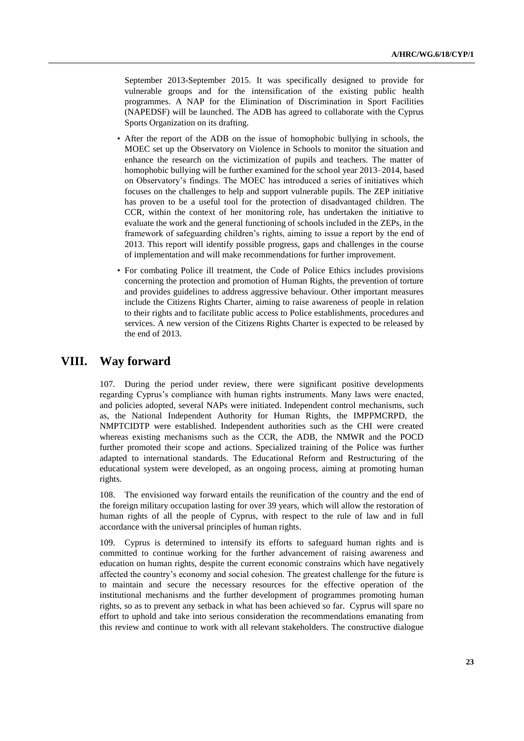September 2013-September 2015. It was specifically designed to provide for vulnerable groups and for the intensification of the existing public health programmes. A NAP for the Elimination of Discrimination in Sport Facilities (NAPEDSF) will be launched. The ADB has agreed to collaborate with the Cyprus Sports Organization on its drafting.

- After the report of the ADB on the issue of homophobic bullying in schools, the MOEC set up the Observatory on Violence in Schools to monitor the situation and enhance the research on the victimization of pupils and teachers. The matter of homophobic bullying will be further examined for the school year 2013–2014, based on Observatory's findings. The MOEC has introduced a series of initiatives which focuses on the challenges to help and support vulnerable pupils. The ZEP initiative has proven to be a useful tool for the protection of disadvantaged children. The CCR, within the context of her monitoring role, has undertaken the initiative to evaluate the work and the general functioning of schools included in the ZEPs, in the framework of safeguarding children's rights, aiming to issue a report by the end of 2013. This report will identify possible progress, gaps and challenges in the course of implementation and will make recommendations for further improvement.
- For combating Police ill treatment, the Code of Police Ethics includes provisions concerning the protection and promotion of Human Rights, the prevention of torture and provides guidelines to address aggressive behaviour. Other important measures include the Citizens Rights Charter, aiming to raise awareness of people in relation to their rights and to facilitate public access to Police establishments, procedures and services. A new version of the Citizens Rights Charter is expected to be released by the end of 2013.

# VIII. Way forward

107. During the period under review, there were significant positive developments regarding Cyprus's compliance with human rights instruments. Many laws were enacted, and policies adopted, several NAPs were initiated. Independent control mechanisms, such as, the National Independent Authority for Human Rights, the IMPPMCRPD, the NMPTCIDTP were established. Independent authorities such as the CHI were created whereas existing mechanisms such as the CCR, the ADB, the NMWR and the POCD further promoted their scope and actions. Specialized training of the Police was further adapted to international standards. The Educational Reform and Restructuring of the educational system were developed, as an ongoing process, aiming at promoting human rights.

108. The envisioned way forward entails the reunification of the country and the end of the foreign military occupation lasting for over 39 years, which will allow the restoration of human rights of all the people of Cyprus, with respect to the rule of law and in full accordance with the universal principles of human rights.

109. Cyprus is determined to intensify its efforts to safeguard human rights and is committed to continue working for the further advancement of raising awareness and education on human rights, despite the current economic constrains which have negatively affected the country's economy and social cohesion. The greatest challenge for the future is to maintain and secure the necessary resources for the effective operation of the institutional mechanisms and the further development of programmes promoting human rights, so as to prevent any setback in what has been achieved so far. Cyprus will spare no effort to uphold and take into serious consideration the recommendations emanating from this review and continue to work with all relevant stakeholders. The constructive dialogue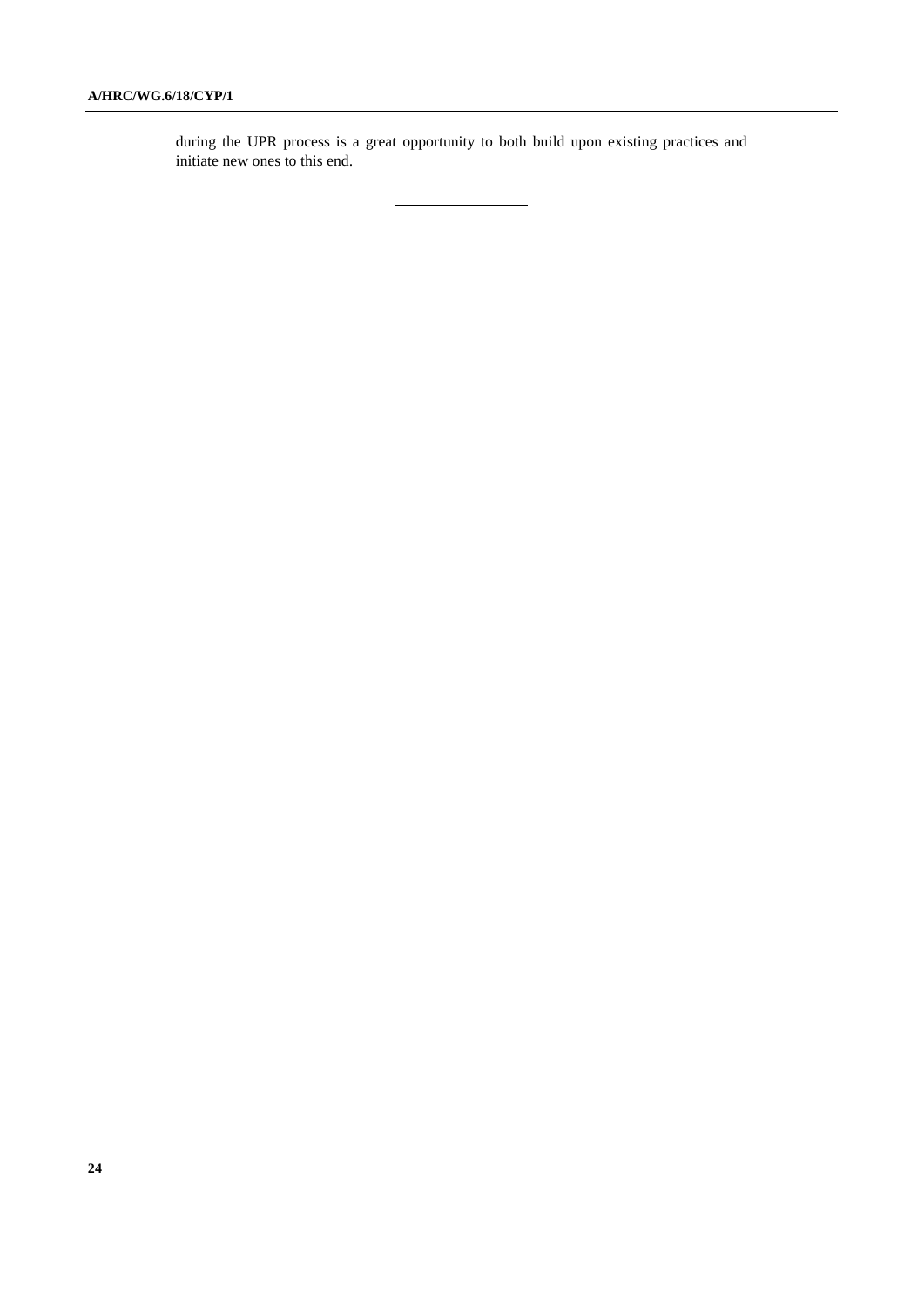during the UPR process is a great opportunity to both build upon existing practices and initiate new ones to this end.